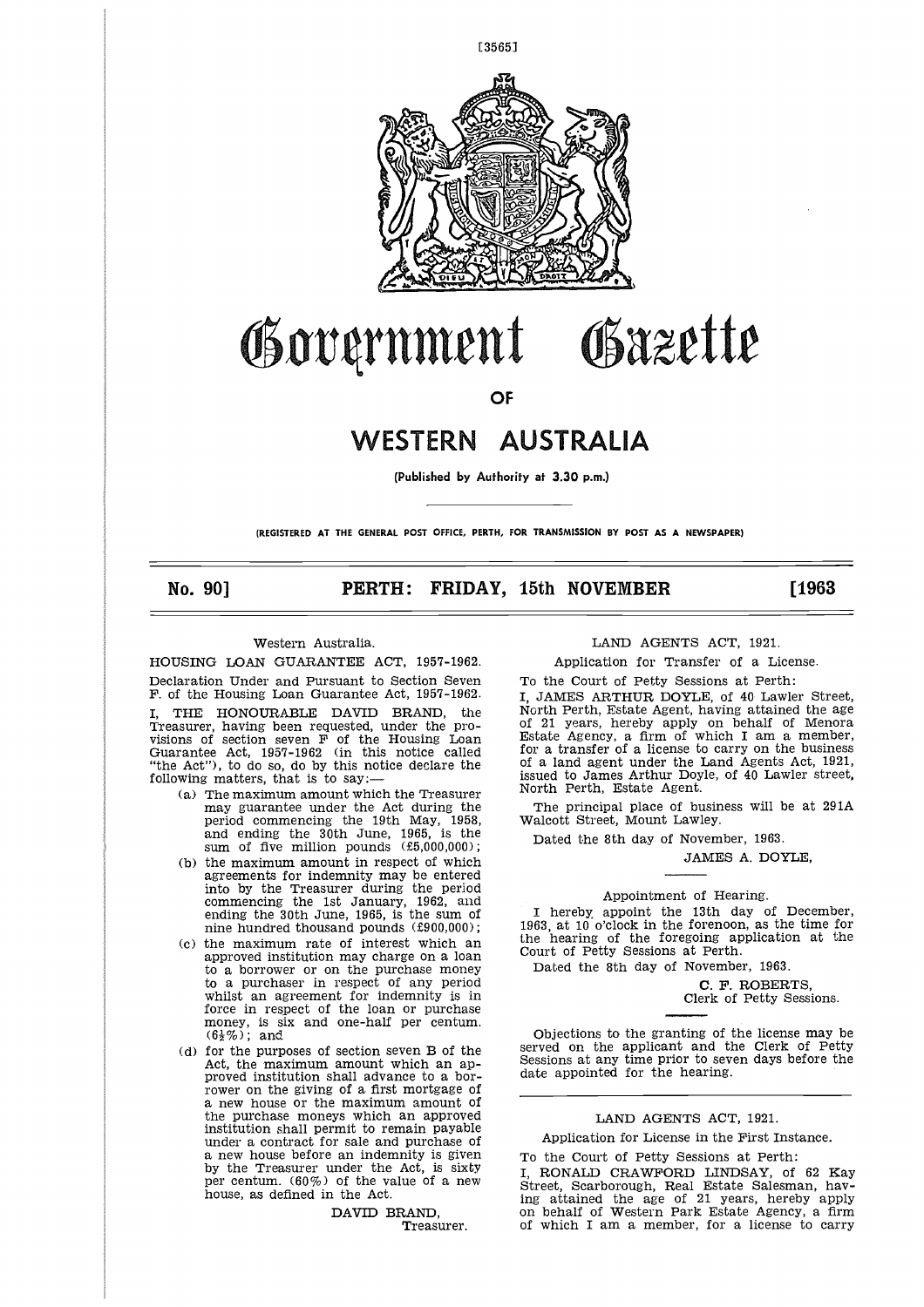# Government Gazette

OF

# WESTERN AUSTRALIA

(Published by Authority at 3.30 p.m.)

(REGISTERED AT THE GENERAL POST OFFICE, PERTH, FOR TRANSMISSION BY POST AS A NEWSPAPER)

**No. 90] PERTH: FRIDAY, 15th NOVEMBER [1963**

---

Western Australia.

HOUSING LOAN GUARANTEE ACT, 1957-1962.

Declaration Under and Pursuant to Section Seven F. of the Housing Loan Guarantee Act, 1957-1962.

I, THE HONOURABLE DAVID BRAND, the Treasurer, having been requested, under the provisions of section seven F of the Housing Loan Guarantee Act, 1957-1962 (in this notice called "the Act"), to do so, do by this notice declare the following matters, that is to say:—

(a) The maximum amount which the Treasurer may guarantee under the Act during the period commencing the 19th May, 1958, and ending the 30th June, 1965, is the sum of five million pounds (£5,000,000);

(b) the maximum amount in respect of which agreements for indemnity may be entered into by the Treasurer during the period commencing the 1st January, 1962, and ending the 30th June, 1965, is the sum of nine hundred thousand pounds (£900,000);

(c) the maximum rate of interest which an approved institution may charge on a loan to a borrower or on the purchase money to a purchaser in respect of any period whilst an agreement for indemnity is in force in respect of the loan or purchase money, is six and one-half per centum. (6½%); and

(d) for the purposes of section seven B of the Act, the maximum amount which an approved institution shall advance to a borrower on the giving of a first mortgage of a new house or the maximum amount of the purchase moneys which an approved institution shall permit to remain payable under a contract for sale and purchase of a new house before an indemnity is given by the Treasurer under the Act, is sixty per centum. (60%) of the value of a new house, as defined in the Act.

DAVID BRAND,
Treasurer.

---

LAND AGENTS ACT, 1921.

Application for Transfer of a License.

To the Court of Petty Sessions at Perth:

I, JAMES ARTHUR DOYLE, of 40 Lawler Street, North Perth, Estate Agent, having attained the age of 21 years, hereby apply on behalf of Menora Estate Agency, a firm of which I am a member, for a transfer of a license to carry on the business of a land agent under the Land Agents Act, 1921, issued to James Arthur Doyle, of 40 Lawler street, North Perth, Estate Agent.

The principal place of business will be at 291A Walcott Street, Mount Lawley.

Dated the 8th day of November, 1963.

JAMES A. DOYLE,

Appointment of Hearing.

I hereby appoint the 13th day of December, 1963, at 10 o'clock in the forenoon, as the time for the hearing of the foregoing application at the Court of Petty Sessions at Perth.

Dated the 8th day of November, 1963.

C. F. ROBERTS,
Clerk of Petty Sessions.

Objections to the granting of the license may be served on the applicant and the Clerk of Petty Sessions at any time prior to seven days before the date appointed for the hearing.

---

LAND AGENTS ACT, 1921.

Application for License in the First Instance.

To the Court of Petty Sessions at Perth:

I, RONALD CRAWFORD LINDSAY, of 62 Kay Street, Scarborough, Real Estate Salesman, having attained the age of 21 years, hereby apply on behalf of Western Park Estate Agency, a firm of which I am a member, for a license to carry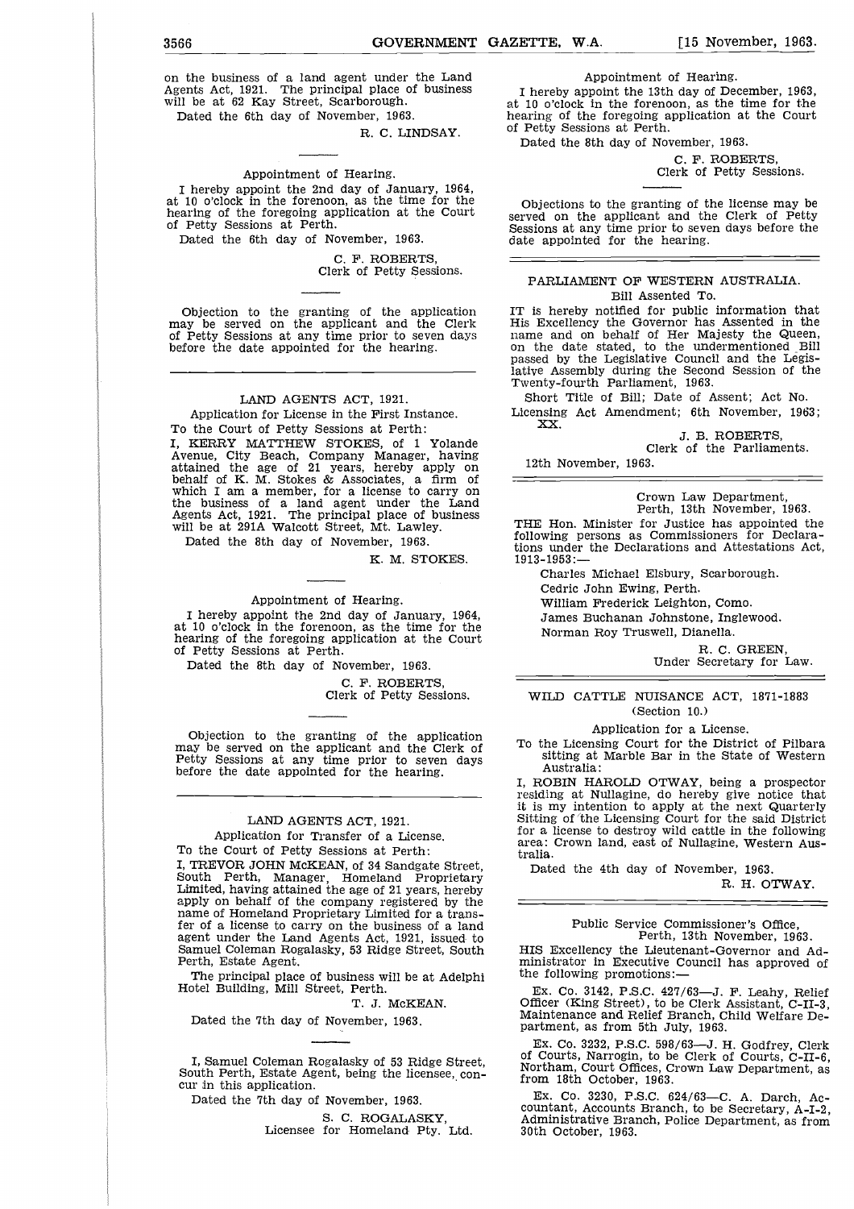on the business of a land agent under the Land Agents Act, 1921. The principal place of business will be at 62 Kay Street, Scarborough.

Dated the 6th day of November, 1963.

R. C. LINDSAY.

---

Appointment of Hearing.

I hereby appoint the 2nd day of January, 1964, at 10 o'clock in the forenoon, as the time for the hearing of the foregoing application at the Court of Petty Sessions at Perth.

Dated the 6th day of November, 1963.

C. F. ROBERTS,
Clerk of Petty Sessions.

---

Objection to the granting of the application may be served on the applicant and the Clerk of Petty Sessions at any time prior to seven days before the date appointed for the hearing.

---

LAND AGENTS ACT, 1921.

Application for License in the First Instance.

To the Court of Petty Sessions at Perth:

I, KERRY MATTHEW STOKES, of 1 Yolande Avenue, City Beach, Company Manager, having attained the age of 21 years, hereby apply on behalf of K. M. Stokes & Associates, a firm of which I am a member, for a license to carry on the business of a land agent under the Land Agents Act, 1921. The principal place of business will be at 291A Walcott Street, Mt. Lawley.

Dated the 8th day of November, 1963.

K. M. STOKES.

---

Appointment of Hearing.

I hereby appoint the 2nd day of January, 1964, at 10 o'clock in the forenoon, as the time for the hearing of the foregoing application at the Court of Petty Sessions at Perth.

Dated the 8th day of November, 1963.

C. F. ROBERTS,
Clerk of Petty Sessions.

---

Objection to the granting of the application may be served on the applicant and the Clerk of Petty Sessions at any time prior to seven days before the date appointed for the hearing.

---

LAND AGENTS ACT, 1921.

Application for Transfer of a License.

To the Court of Petty Sessions at Perth:

I, TREVOR JOHN McKEAN, of 34 Sandgate Street, South Perth, Manager, Homeland Proprietary Limited, having attained the age of 21 years, hereby apply on behalf of the company registered by the name of Homeland Proprietary Limited for a transfer of a license to carry on the business of a land agent under the Land Agents Act, 1921, issued to Samuel Coleman Rogalasky, 53 Ridge Street, South Perth, Estate Agent.

The principal place of business will be at Adelphi Hotel Building, Mill Street, Perth.

T. J. McKEAN.

Dated the 7th day of November, 1963.

---

I, Samuel Coleman Rogalasky of 53 Ridge Street, South Perth, Estate Agent, being the licensee, concur in this application.

Dated the 7th day of November, 1963.

S. C. ROGALASKY,
Licensee for Homeland Pty. Ltd.

---

Appointment of Hearing.

I hereby appoint the 13th day of December, 1963, at 10 o'clock in the forenoon, as the time for the hearing of the foregoing application at the Court of Petty Sessions at Perth.

Dated the 8th day of November, 1963.

C. F. ROBERTS,
Clerk of Petty Sessions.

---

Objections to the granting of the license may be served on the applicant and the Clerk of Petty Sessions at any time prior to seven days before the date appointed for the hearing.

---

PARLIAMENT OF WESTERN AUSTRALIA.

Bill Assented To.

IT is hereby notified for public information that His Excellency the Governor has Assented in the name and on behalf of Her Majesty the Queen, on the date stated, to the undermentioned Bill passed by the Legislative Council and the Legislative Assembly during the Second Session of the Twenty-fourth Parliament, 1963.

Short Title of Bill; Date of Assent; Act No.

Licensing Act Amendment; 6th November, 1963; XX.

J. B. ROBERTS,
Clerk of the Parliaments.

12th November, 1963.

---

Crown Law Department,
Perth, 13th November, 1963.

THE Hon. Minister for Justice has appointed the following persons as Commissioners for Declarations under the Declarations and Attestations Act, 1913-1953:—

Charles Michael Elsbury, Scarborough.
Cedric John Ewing, Perth.
William Frederick Leighton, Como.
James Buchanan Johnstone, Inglewood.
Norman Roy Truswell, Dianella.

R. C. GREEN,
Under Secretary for Law.

---

WILD CATTLE NUISANCE ACT, 1871-1883
(Section 10.)

Application for a License.

To the Licensing Court for the District of Pilbara sitting at Marble Bar in the State of Western Australia:

I, ROBIN HAROLD OTWAY, being a prospector residing at Nullagine, do hereby give notice that it is my intention to apply at the next Quarterly Sitting of the Licensing Court for the said District for a license to destroy wild cattle in the following area: Crown land, east of Nullagine, Western Australia.

Dated the 4th day of November, 1963.

R. H. OTWAY.

---

Public Service Commissioner's Office,
Perth, 13th November, 1963.

HIS Excellency the Lieutenant-Governor and Administrator in Executive Council has approved of the following promotions:—

Ex. Co. 3142, P.S.C. 427/63—J. F. Leahy, Relief Officer (King Street), to be Clerk Assistant, C-II-3, Maintenance and Relief Branch, Child Welfare Department, as from 5th July, 1963.

Ex. Co. 3232, P.S.C. 598/63—J. H. Godfrey, Clerk of Courts, Narrogin, to be Clerk of Courts, C-II-6, Northam, Court Offices, Crown Law Department, as from 18th October, 1963.

Ex. Co. 3230, P.S.C. 624/63—C. A. Darch, Accountant, Accounts Branch, to be Secretary, A-I-2, Administrative Branch, Police Department, as from 30th October, 1963.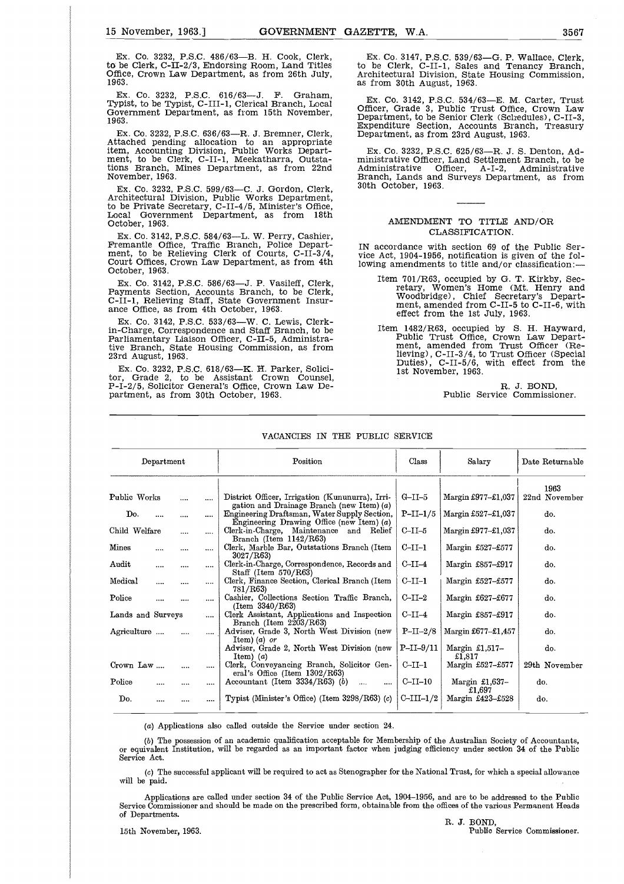Ex. Co. 3232, P.S.C. 486/63—B. H. Cook, Clerk, to be Clerk, C-II-2/3, Endorsing Room, Land Titles Office, Crown Law Department, as from 26th July, 1963.

Ex. Co. 3232, P.S.C. 616/63—J. F. Graham, Typist, to be Typist, C-III-1, Clerical Branch, Local Government Department, as from 15th November, 1963.

Ex. Co. 3232, P.S.C. 636/63—R. J. Bremner, Clerk, Attached pending allocation to an appropriate item, Accounting Division, Public Works Department, to be Clerk, C-II-1, Meekatharra, Outstations Branch, Mines Department, as from 22nd November, 1963.

Ex. Co. 3232, P.S.C. 599/63—C. J. Gordon, Clerk, Architectural Division, Public Works Department, to be Private Secretary, C-II-4/5, Minister's Office, Local Government Department, as from 18th October, 1963.

Ex. Co. 3142, P.S.C. 584/63—L. W. Perry, Cashier, Fremantle Office, Traffic Branch, Police Department, to be Relieving Clerk of Courts, C-II-3/4, Court Offices, Crown Law Department, as from 4th October, 1963.

Ex. Co. 3142, P.S.C. 586/63—J. P. Vasileff, Clerk, Payments Section, Accounts Branch, to be Clerk, C-II-1, Relieving Staff, State Government Insurance Office, as from 4th October, 1963.

Ex. Co. 3142, P.S.C. 533/63—W. C. Lewis, Clerk-in-Charge, Correspondence and Staff Branch, to be Parliamentary Liaison Officer, C-II-5, Administrative Branch, State Housing Commission, as from 23rd August, 1963.

Ex. Co. 3232, P.S.C. 618/63—K. H. Parker, Solicitor, Grade 2, to be Assistant Crown Counsel, P-I-2/5, Solicitor General's Office, Crown Law Department, as from 30th October, 1963.

Ex. Co. 3147, P.S.C. 539/63—G. P. Wallace, Clerk, to be Clerk, C-II-1, Sales and Tenancy Branch, Architectural Division, State Housing Commission, as from 30th August, 1963.

Ex. Co. 3142, P.S.C. 534/63—E. M. Carter, Trust Officer, Grade 3, Public Trust Office, Crown Law Department, to be Senior Clerk (Schedules), C-II-3, Expenditure Section, Accounts Branch, Treasury Department, as from 23rd August, 1963.

Ex. Co. 3232, P.S.C. 625/63—R. J. S. Denton, Administrative Officer, Land Settlement Branch, to be Administrative Officer, A-I-2, Administrative Branch, Lands and Surveys Department, as from 30th October, 1963.

## AMENDMENT TO TITLE AND/OR CLASSIFICATION.

IN accordance with section 69 of the Public Service Act, 1904-1956, notification is given of the following amendments to title and/or classification:—

Item 701/R63, occupied by G. T. Kirkby, Secretary, Women's Home (Mt. Henry and Woodbridge), Chief Secretary's Department, amended from C-II-5 to C-II-6, with effect from the 1st July, 1963.

Item 1482/R63, occupied by S. H. Hayward, Public Trust Office, Crown Law Department, amended from Trust Officer (Relieving), C-II-3/4, to Trust Officer (Special Duties), C-II-5/6, with effect from the 1st November, 1963.

R. J. BOND,
Public Service Commissioner.

## VACANCIES IN THE PUBLIC SERVICE

| Department | Position | Class | Salary | Date Returnable |
|---|---|---|---|---|
| | | | | 1963 |
| Public Works | District Officer, Irrigation (Kununurra), Irrigation and Drainage Branch (new Item) (a) | G-II-5 | Margin £977-£1,037 | 22nd November |
| Do. | Engineering Draftsman, Water Supply Section, Engineering Drawing Office (new Item) (a) | P-II-1/5 | Margin £527-£1,037 | do. |
| Child Welfare | Clerk-in-Charge, Maintenance and Relief Branch (Item 1142/R63) | C-II-5 | Margin £977-£1,037 | do. |
| Mines | Clerk, Marble Bar, Outstations Branch (Item 3027/R63) | C-II-1 | Margin £527-£577 | do. |
| Audit | Clerk-in-Charge, Correspondence, Records and Staff (Item 570/R63) | C-II-4 | Margin £857-£917 | do. |
| Medical | Clerk, Finance Section, Clerical Branch (Item 781/R63) | C-II-1 | Margin £527-£577 | do. |
| Police | Cashier, Collections Section Traffic Branch, (Item 3340/R63) | C-II-2 | Margin £627-£677 | do. |
| Lands and Surveys | Clerk Assistant, Applications and Inspection Branch (Item 2203/R63) | C-II-4 | Margin £857-£917 | do. |
| Agriculture | Adviser, Grade 3, North West Division (new Item) (a) *or* | P-II-2/8 | Margin £677-£1,457 | do. |
| | Adviser, Grade 2, North West Division (new Item) (a) | P-II-9/11 | Margin £1,517-£1,817 | do. |
| Crown Law | Clerk, Conveyancing Branch, Solicitor General's Office (Item 1302/R63) | C-II-1 | Margin £527-£577 | 29th November |
| Police | Accountant (Item 3334/R63) (b) | C-II-10 | Margin £1,637-£1,697 | do. |
| Do. | Typist (Minister's Office) (Item 3298/R63) (c) | C-III-1/2 | Margin £423-£528 | do. |

(a) Applications also called outside the Service under section 24.

(b) The possession of an academic qualification acceptable for Membership of the Australian Society of Accountants, or equivalent Institution, will be regarded as an important factor when judging efficiency under section 34 of the Public Service Act.

(c) The successful applicant will be required to act as Stenographer for the National Trust, for which a special allowance will be paid.

Applications are called under section 34 of the Public Service Act, 1904-1956, and are to be addressed to the Public Service Commissioner and should be made on the prescribed form, obtainable from the offices of the various Permanent Heads of Departments.

R. J. BOND,
Public Service Commissioner.

15th November, 1963.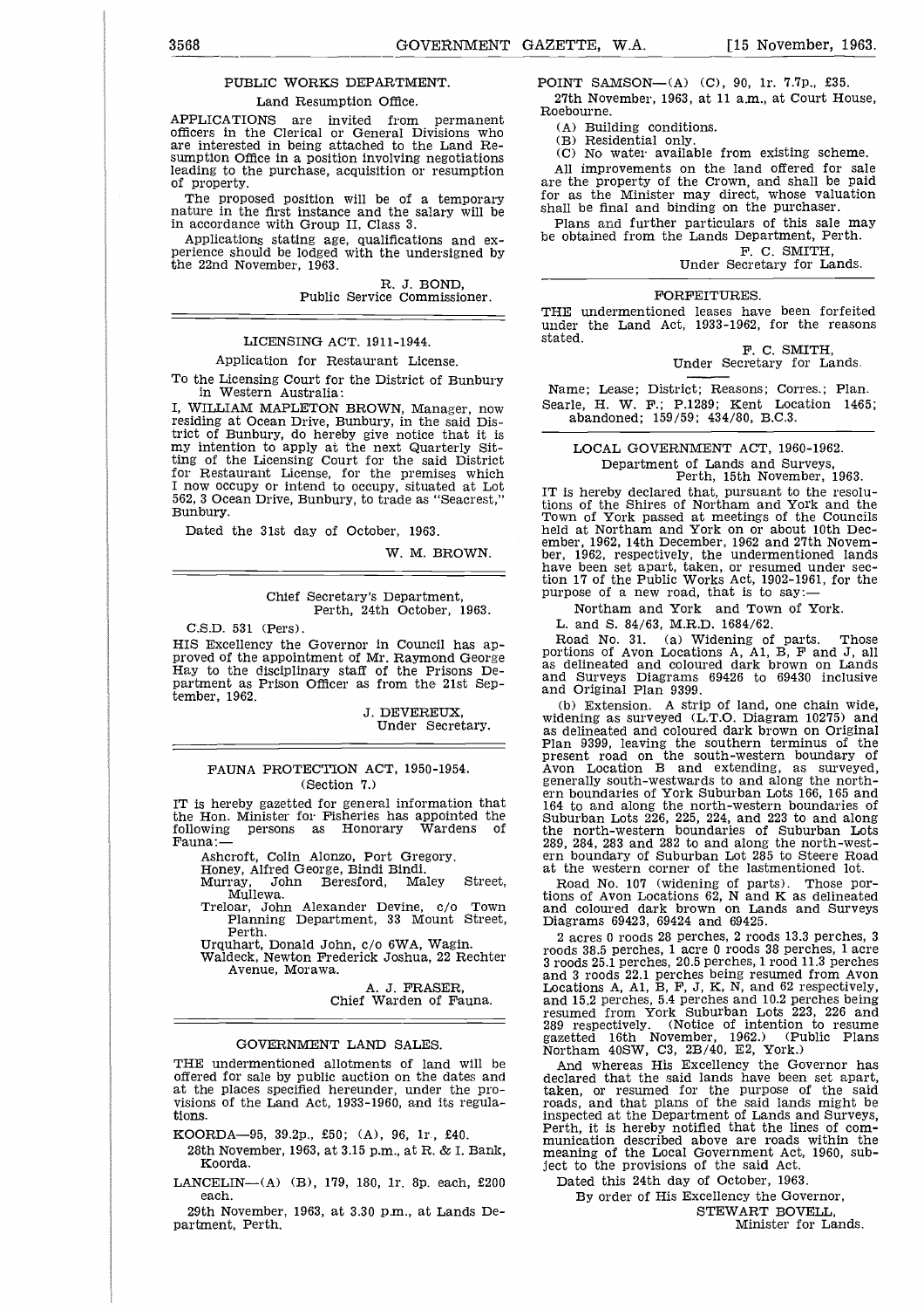## PUBLIC WORKS DEPARTMENT.

Land Resumption Office.

APPLICATIONS are invited from permanent officers in the Clerical or General Divisions who are interested in being attached to the Land Resumption Office in a position involving negotiations leading to the purchase, acquisition or resumption of property.

The proposed position will be of a temporary nature in the first instance and the salary will be in accordance with Group II, Class 3.

Applications stating age, qualifications and experience should be lodged with the undersigned by the 22nd November, 1963.

R. J. BOND,
Public Service Commissioner.

## LICENSING ACT. 1911-1944.

Application for Restaurant License.

To the Licensing Court for the District of Bunbury in Western Australia:

I, WILLIAM MAPLETON BROWN, Manager, now residing at Ocean Drive, Bunbury, in the said District of Bunbury, do hereby give notice that it is my intention to apply at the next Quarterly Sitting of the Licensing Court for the said District for Restaurant License, for the premises which I now occupy or intend to occupy, situated at Lot 562, 3 Ocean Drive, Bunbury, to trade as "Seacrest," Bunbury.

Dated the 31st day of October, 1963.

W. M. BROWN.

Chief Secretary's Department,
Perth, 24th October, 1963.

C.S.D. 531 (Pers).

HIS Excellency the Governor in Council has approved of the appointment of Mr. Raymond George Hay to the disciplinary staff of the Prisons Department as Prison Officer as from the 21st September, 1962.

J. DEVEREUX,
Under Secretary.

## FAUNA PROTECTION ACT, 1950-1954.

(Section 7.)

IT is hereby gazetted for general information that the Hon. Minister for Fisheries has appointed the following persons as Honorary Wardens of Fauna:—

Ashcroft, Colin Alonzo, Port Gregory.
Honey, Alfred George, Bindi Bindi.
Murray, John Beresford, Maley Street, Mullewa.
Treloar, John Alexander Devine, c/o Town Planning Department, 33 Mount Street, Perth.
Urquhart, Donald John, c/o 6WA, Wagin.
Waldeck, Newton Frederick Joshua, 22 Rechter Avenue, Morawa.

A. J. FRASER,
Chief Warden of Fauna.

## GOVERNMENT LAND SALES.

THE undermentioned allotments of land will be offered for sale by public auction on the dates and at the places specified hereunder, under the provisions of the Land Act, 1933-1960, and its regulations.

KOORDA—95, 39.2p., £50; (A), 96, 1r., £40.

28th November, 1963, at 3.15 p.m., at R. & I. Bank, Koorda.

LANCELIN—(A) (B), 179, 180, 1r. 8p. each, £200 each.

29th November, 1963, at 3.30 p.m., at Lands Department, Perth.

POINT SAMSON—(A) (C), 90, 1r. 7.7p., £35.

27th November, 1963, at 11 a.m., at Court House, Roebourne.

(A) Building conditions.
(B) Residential only.
(C) No water available from existing scheme.

All improvements on the land offered for sale are the property of the Crown, and shall be paid for as the Minister may direct, whose valuation shall be final and binding on the purchaser.

Plans and further particulars of this sale may be obtained from the Lands Department, Perth.

F. C. SMITH,
Under Secretary for Lands.

## FORFEITURES.

THE undermentioned leases have been forfeited under the Land Act, 1933-1962, for the reasons stated.

F. C. SMITH,
Under Secretary for Lands.

Name; Lease; District; Reasons; Corres.; Plan.
Searle, H. W. F.; P.1289; Kent Location 1465; abandoned; 159/59; 434/80, B.C.3.

## LOCAL GOVERNMENT ACT, 1960-1962.

Department of Lands and Surveys,
Perth, 15th November, 1963.

IT is hereby declared that, pursuant to the resolutions of the Shires of Northam and York and the Town of York passed at meetings of the Councils held at Northam and York on or about 10th December, 1962, 14th December, 1962 and 27th November, 1962, respectively, the undermentioned lands have been set apart, taken, or resumed under section 17 of the Public Works Act, 1902-1961, for the purpose of a new road, that is to say:—

Northam and York and Town of York.

L. and S. 84/63, M.R.D. 1684/62.

Road No. 31. (a) Widening of parts. Those portions of Avon Locations A, A1, B, F and J, all as delineated and coloured dark brown on Lands and Surveys Diagrams 69426 to 69430 inclusive and Original Plan 9399.

(b) Extension. A strip of land, one chain wide, widening as surveyed (L.T.O. Diagram 10275) and as delineated and coloured dark brown on Original Plan 9399, leaving the southern terminus of the present road on the south-western boundary of Avon Location B and extending, as surveyed, generally south-westwards to and along the northern boundaries of York Suburban Lots 166, 165 and 164 to and along the north-western boundaries of Suburban Lots 226, 225, 224, and 223 to and along the north-western boundaries of Suburban Lots 289, 284, 283 and 282 to and along the north-western boundary of Suburban Lot 285 to Steere Road at the western corner of the lastmentioned lot.

Road No. 107 (widening of parts). Those portions of Avon Locations 62, N and K as delineated and coloured dark brown on Lands and Surveys Diagrams 69423, 69424 and 69425.

2 acres 0 roods 28 perches, 2 roods 13.3 perches, 3 roods 38.5 perches, 1 acre 0 roods 38 perches, 1 acre 3 roods 25.1 perches, 20.5 perches, 1 rood 11.3 perches and 3 roods 22.1 perches being resumed from Avon Locations A, A1, B, F, J, K, N, and 62 respectively, and 15.2 perches, 5.4 perches and 10.2 perches being resumed from York Suburban Lots 223, 226 and 289 respectively. (Notice of intention to resume gazetted 16th November, 1962.) (Public Plans Northam 40SW, C3, 2B/40, E2, York.)

And whereas His Excellency the Governor has declared that the said lands have been set apart, taken, or resumed for the purpose of the said roads, and that plans of the said lands might be inspected at the Department of Lands and Surveys, Perth, it is hereby notified that the lines of communication described above are roads within the meaning of the Local Government Act, 1960, subject to the provisions of the said Act.

Dated this 24th day of October, 1963.

By order of His Excellency the Governor,

STEWART BOVELL,
Minister for Lands.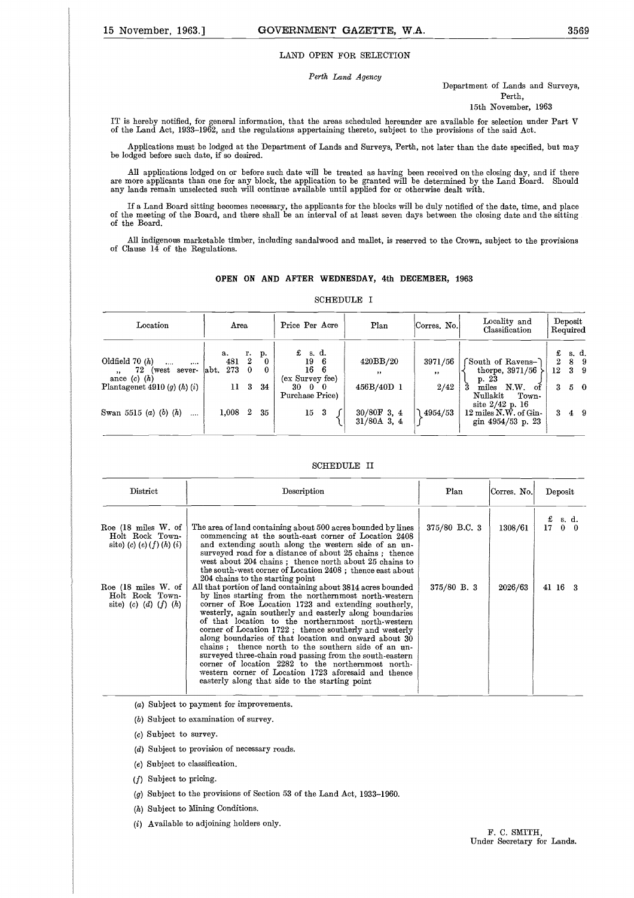## LAND OPEN FOR SELECTION

*Perth Land Agency*

Department of Lands and Surveys,
Perth,
15th November, 1963

IT is hereby notified, for general information, that the areas scheduled hereunder are available for selection under Part V of the Land Act, 1933–1962, and the regulations appertaining thereto, subject to the provisions of the said Act.

Applications must be lodged at the Department of Lands and Surveys, Perth, not later than the date specified, but may be lodged before such date, if so desired.

All applications lodged on or before such date will be treated as having been received on the closing day, and if there are more applicants than one for any block, the application to be granted will be determined by the Land Board. Should any lands remain unselected such will continue available until applied for or otherwise dealt with.

If a Land Board sitting becomes necessary, the applicants for the blocks will be duly notified of the date, time, and place of the meeting of the Board, and there shall be an interval of at least seven days between the closing date and the sitting of the Board.

All indigenous marketable timber, including sandalwood and mallet, is reserved to the Crown, subject to the provisions of Clause 14 of the Regulations.

**OPEN ON AND AFTER WEDNESDAY, 4th DECEMBER, 1963**

SCHEDULE I

| Location | Area | Price Per Acre | Plan | Corres. No. | Locality and Classification | Deposit Required |
|---|---|---|---|---|---|---|
| | a. r. p. | £ s. d. | | | | £ s. d. |
| Oldfield 70 (*h*) .... .... | 481 2 0 | 19 6 | 420BB/20 | 3971/56 | South of Ravensthorpe, 3971/56 p. 23 | 2 8 9 |
| ,, 72 (west severance (*c*) (*h*) | abt. 273 0 0 | 16 6 | ,, | ,, | | 12 3 9 |
| Plantagenet 4910 (*g*) (*h*) (*i*) | 11 3 34 | (ex Survey fee) 30 0 0 Purchase Price) | 456B/40D 1 | 2/42 | 3 miles N.W. of Nullakit Townsite 2/42 p. 16 | 3 5 0 |
| Swan 5515 (*a*) (*b*) (*h*) .... | 1,008 2 35 | 15 3 | 30/80F 3, 4 31/80A 3, 4 | 4954/53 | 12 miles N.W. of Gingin 4954/53 p. 23 | 3 4 9 |

SCHEDULE II

| District | Description | Plan | Corres. No. | Deposit |
|---|---|---|---|---|
| | | | | £ s. d. |
| Roe (18 miles W. of Holt Rock Townsite) (*c*) (*e*) (*f*) (*h*) (*i*) | The area of land containing about 500 acres bounded by lines commencing at the south-east corner of Location 2408 and extending south along the western side of an unsurveyed road for a distance of about 25 chains; thence west about 204 chains; thence north about 25 chains to the south-west corner of Location 2408; thence east about 204 chains to the starting point | 375/80 B.C. 3 | 1308/61 | 17 0 0 |
| Roe (18 miles W. of Holt Rock Townsite) (*c*) (*d*) (*f*) (*h*) | All that portion of land containing about 3814 acres bounded by lines starting from the northernmost north-western corner of Roe Location 1723 and extending southerly, westerly, again southerly and easterly along boundaries of that location to the northernmost north-western corner of Location 1722; thence southerly and westerly along boundaries of that location and onward about 30 chains; thence north to the southern side of an unsurveyed three-chain road passing from the south-eastern corner of location 2282 to the northernmost north-western corner of Location 1723 aforesaid and thence easterly along that side to the starting point | 375/80 B. 3 | 2026/63 | 41 16 3 |

(*a*) Subject to payment for improvements.

(*b*) Subject to examination of survey.

(*c*) Subject to survey.

(*d*) Subject to provision of necessary roads.

(*e*) Subject to classification.

(*f*) Subject to pricing.

(*g*) Subject to the provisions of Section 53 of the Land Act, 1933–1960.

(*h*) Subject to Mining Conditions.

(*i*) Available to adjoining holders only.

F. C. SMITH,
Under Secretary for Lands.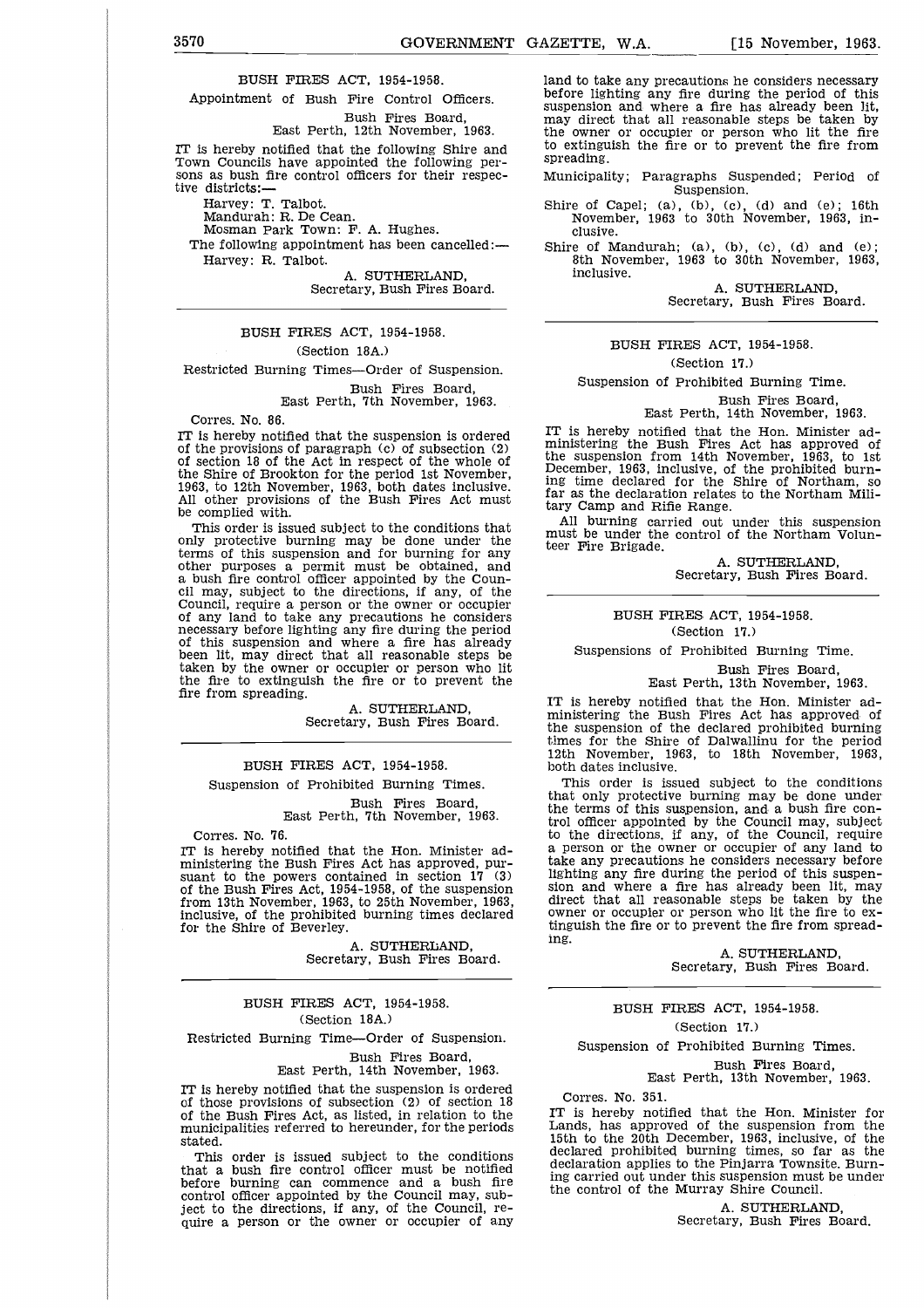## BUSH FIRES ACT, 1954-1958.

Appointment of Bush Fire Control Officers.

Bush Fires Board,
East Perth, 12th November, 1963.

IT is hereby notified that the following Shire and Town Councils have appointed the following persons as bush fire control officers for their respective districts:—

Harvey: T. Talbot.
Mandurah: R. De Cean.
Mosman Park Town: F. A. Hughes.

The following appointment has been cancelled:—

Harvey: R. Talbot.

A. SUTHERLAND,
Secretary, Bush Fires Board.

---

## BUSH FIRES ACT, 1954-1958.

(Section 18A.)

Restricted Burning Times—Order of Suspension.

Bush Fires Board,
East Perth, 7th November, 1963.

Corres. No. 86.

IT is hereby notified that the suspension is ordered of the provisions of paragraph (c) of subsection (2) of section 18 of the Act in respect of the whole of the Shire of Brookton for the period 1st November, 1963, to 12th November, 1963, both dates inclusive. All other provisions of the Bush Fires Act must be complied with.

This order is issued subject to the conditions that only protective burning may be done under the terms of this suspension and for burning for any other purposes a permit must be obtained, and a bush fire control officer appointed by the Council may, subject to the directions, if any, of the Council, require a person or the owner or occupier of any land to take any precautions he considers necessary before lighting any fire during the period of this suspension and where a fire has already been lit, may direct that all reasonable steps be taken by the owner or occupier or person who lit the fire to extinguish the fire or to prevent the fire from spreading.

A. SUTHERLAND,
Secretary, Bush Fires Board.

---

## BUSH FIRES ACT, 1954-1958.

Suspension of Prohibited Burning Times.

Bush Fires Board,
East Perth, 7th November, 1963.

Corres. No. 76.

IT is hereby notified that the Hon. Minister administering the Bush Fires Act has approved, pursuant to the powers contained in section 17 (3) of the Bush Fires Act, 1954-1958, of the suspension from 13th November, 1963, to 25th November, 1963, inclusive, of the prohibited burning times declared for the Shire of Beverley.

A. SUTHERLAND,
Secretary, Bush Fires Board.

---

## BUSH FIRES ACT, 1954-1958.

(Section 18A.)

Restricted Burning Time—Order of Suspension.

Bush Fires Board,
East Perth, 14th November, 1963.

IT is hereby notified that the suspension is ordered of those provisions of subsection (2) of section 18 of the Bush Fires Act, as listed, in relation to the municipalities referred to hereunder, for the periods stated.

This order is issued subject to the conditions that a bush fire control officer must be notified before burning can commence and a bush fire control officer appointed by the Council may, subject to the directions, if any, of the Council, require a person or the owner or occupier of any land to take any precautions he considers necessary before lighting any fire during the period of this suspension and where a fire has already been lit, may direct that all reasonable steps be taken by the owner or occupier or person who lit the fire to extinguish the fire or to prevent the fire from spreading.

Municipality; Paragraphs Suspended; Period of Suspension.

Shire of Capel; (a), (b), (c), (d) and (e); 16th November, 1963 to 30th November, 1963, inclusive.

Shire of Mandurah; (a), (b), (c), (d) and (e); 8th November, 1963 to 30th November, 1963, inclusive.

A. SUTHERLAND,
Secretary, Bush Fires Board.

---

## BUSH FIRES ACT, 1954-1958.

(Section 17.)

Suspension of Prohibited Burning Time.

Bush Fires Board,
East Perth, 14th November, 1963.

IT is hereby notified that the Hon. Minister administering the Bush Fires Act has approved of the suspension from 14th November, 1963, to 1st December, 1963, inclusive, of the prohibited burning time declared for the Shire of Northam, so far as the declaration relates to the Northam Military Camp and Rifle Range.

All burning carried out under this suspension must be under the control of the Northam Volunteer Fire Brigade.

A. SUTHERLAND,
Secretary, Bush Fires Board.

---

## BUSH FIRES ACT, 1954-1958.

(Section 17.)

Suspensions of Prohibited Burning Time.

Bush Fires Board,
East Perth, 13th November, 1963.

IT is hereby notified that the Hon. Minister administering the Bush Fires Act has approved of the suspension of the declared prohibited burning times for the Shire of Dalwallinu for the period 12th November, 1963, to 18th November, 1963, both dates inclusive.

This order is issued subject to the conditions that only protective burning may be done under the terms of this suspension, and a bush fire control officer appointed by the Council may, subject to the directions, if any, of the Council, require a person or the owner or occupier of any land to take any precautions he considers necessary before lighting any fire during the period of this suspension and where a fire has already been lit, may direct that all reasonable steps be taken by the owner or occupier or person who lit the fire to extinguish the fire or to prevent the fire from spreading.

A. SUTHERLAND,
Secretary, Bush Fires Board.

---

## BUSH FIRES ACT, 1954-1958.

(Section 17.)

Suspension of Prohibited Burning Times.

Bush Fires Board,
East Perth, 13th November, 1963.

Corres. No. 351.

IT is hereby notified that the Hon. Minister for Lands, has approved of the suspension from the 15th to the 20th December, 1963, inclusive, of the declared prohibited burning times, so far as the declaration applies to the Pinjarra Townsite. Burning carried out under this suspension must be under the control of the Murray Shire Council.

A. SUTHERLAND,
Secretary, Bush Fires Board.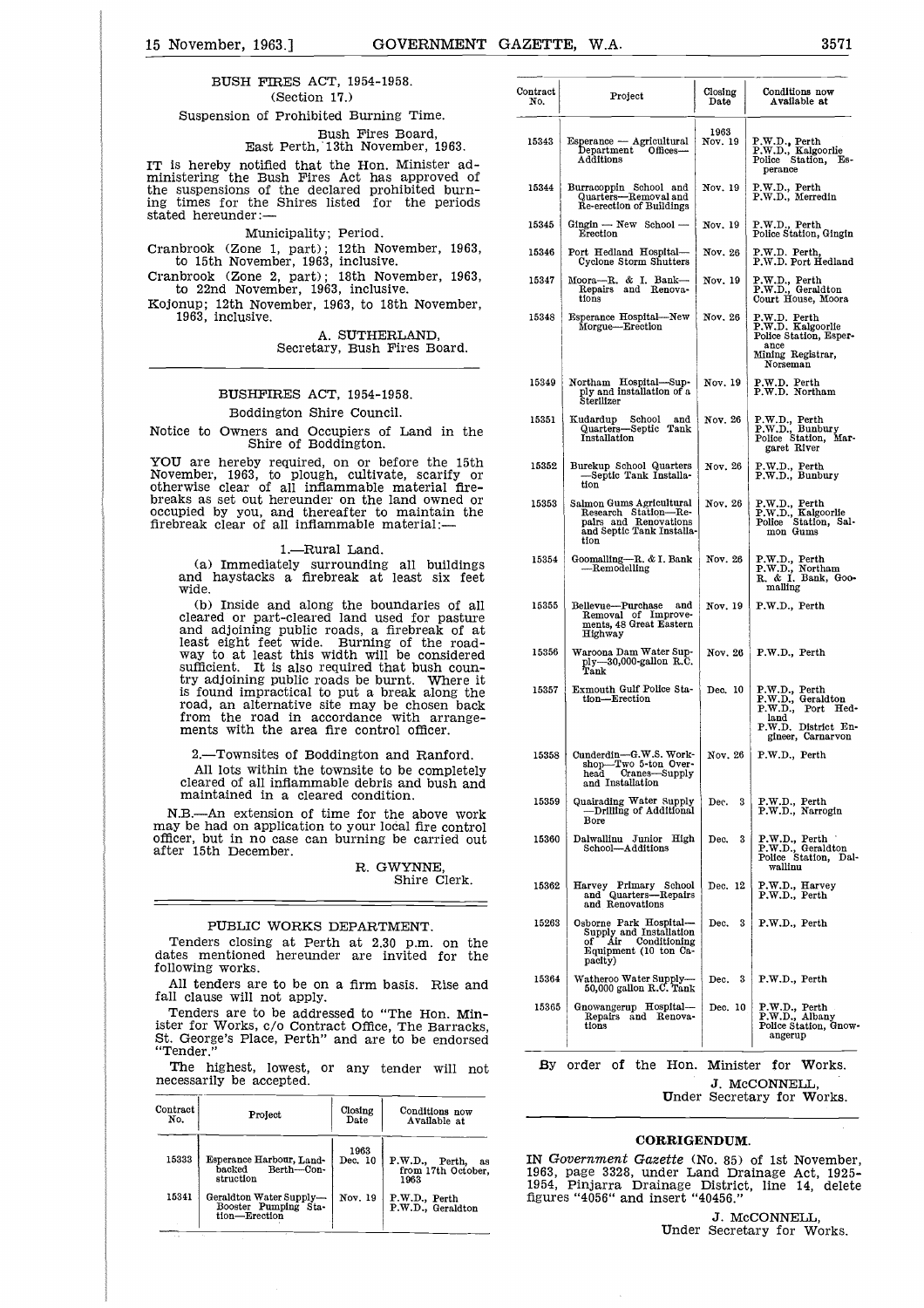## BUSH FIRES ACT, 1954-1958.

(Section 17.)

Suspension of Prohibited Burning Time.

Bush Fires Board,
East Perth, 13th November, 1963.

IT is hereby notified that the Hon. Minister administering the Bush Fires Act has approved of the suspensions of the declared prohibited burning times for the Shires listed for the periods stated hereunder:—

Municipality; Period.

Cranbrook (Zone 1, part); 12th November, 1963, to 15th November, 1963, inclusive.

Cranbrook (Zone 2, part); 18th November, 1963, to 22nd November, 1963, inclusive.

Kojonup; 12th November, 1963, to 18th November, 1963, inclusive.

A. SUTHERLAND,
Secretary, Bush Fires Board.

---

## BUSHFIRES ACT, 1954-1958.

Boddington Shire Council.

Notice to Owners and Occupiers of Land in the Shire of Boddington.

YOU are hereby required, on or before the 15th November, 1963, to plough, cultivate, scarify or otherwise clear of all inflammable material firebreaks as set out hereunder on the land owned or occupied by you, and thereafter to maintain the firebreak clear of all inflammable material:—

1.—Rural Land.

(a) Immediately surrounding all buildings and haystacks a firebreak at least six feet wide.

(b) Inside and along the boundaries of all cleared or part-cleared land used for pasture and adjoining public roads, a firebreak of at least eight feet wide. Burning of the roadway to at least this width will be considered sufficient. It is also required that bush country adjoining public roads be burnt. Where it is found impractical to put a break along the road, an alternative site may be chosen back from the road in accordance with arrangements with the area fire control officer.

2.—Townsites of Boddington and Ranford.

All lots within the townsite to be completely cleared of all inflammable debris and bush and maintained in a cleared condition.

N.B.—An extension of time for the above work may be had on application to your local fire control officer, but in no case can burning be carried out after 15th December.

R. GWYNNE,
Shire Clerk.

---

## PUBLIC WORKS DEPARTMENT.

Tenders closing at Perth at 2.30 p.m. on the dates mentioned hereunder are invited for the following works.

All tenders are to be on a firm basis. Rise and fall clause will not apply.

Tenders are to be addressed to "The Hon. Minister for Works, c/o Contract Office, The Barracks, St. George's Place, Perth" and are to be endorsed "Tender."

The highest, lowest, or any tender will not necessarily be accepted.

| Contract No. | Project | Closing Date | Conditions now Available at |
|---|---|---|---|
| | | 1963 | |
| 15333 | Esperance Harbour, Land-backed Berth—Construction | Dec. 10 | P.W.D., Perth, as from 17th October, 1963 |
| 15341 | Geraldton Water Supply—Booster Pumping Station—Erection | Nov. 19 | P.W.D., Perth<br>P.W.D., Geraldton |
| 15343 | Esperance — Agricultural Department Offices—Additions | Nov. 19 | P.W.D., Perth<br>P.W.D., Kalgoorlie<br>Police Station, Esperance |
| 15344 | Burracoppin School and Quarters—Removal and Re-erection of Buildings | Nov. 19 | P.W.D., Perth<br>P.W.D., Merredin |
| 15345 | Gingin — New School — Erection | Nov. 19 | P.W.D., Perth<br>Police Station, Gingin |
| 15346 | Port Hedland Hospital—Cyclone Storm Shutters | Nov. 26 | P.W.D. Perth,<br>P.W.D. Port Hedland |
| 15347 | Moora—R. & I. Bank—Repairs and Renovations | Nov. 19 | P.W.D., Perth<br>P.W.D., Geraldton<br>Court House, Moora |
| 15348 | Esperance Hospital—New Morgue—Erection | Nov. 26 | P.W.D. Perth<br>P.W.D. Kalgoorlie<br>Police Station, Esperance<br>Mining Registrar, Norseman |
| 15349 | Northam Hospital—Supply and Installation of a Sterilizer | Nov. 19 | P.W.D. Perth<br>P.W.D. Northam |
| 15351 | Kudardup School and Quarters—Septic Tank Installation | Nov. 26 | P.W.D., Perth<br>P.W.D., Bunbury<br>Police Station, Margaret River |
| 15352 | Burekup School Quarters—Septic Tank Installation | Nov. 26 | P.W.D., Perth<br>P.W.D., Bunbury |
| 15353 | Salmon Gums Agricultural Research Station—Repairs and Renovations and Septic Tank Installation | Nov. 26 | P.W.D., Perth<br>P.W.D., Kalgoorlie<br>Police Station, Salmon Gums |
| 15354 | Goomalling—R. & I. Bank—Remodelling | Nov. 26 | P.W.D., Perth<br>P.W.D., Northam<br>R. & I. Bank, Goomalling |
| 15355 | Bellevue—Purchase and Removal of Improvements, 48 Great Eastern Highway | Nov. 19 | P.W.D., Perth |
| 15356 | Waroona Dam Water Supply—30,000-gallon R.C. Tank | Nov. 26 | P.W.D., Perth |
| 15357 | Exmouth Gulf Police Station—Erection | Dec. 10 | P.W.D., Perth<br>P.W.D., Geraldton<br>P.W.D., Port Hedland<br>P.W.D. District Engineer, Carnarvon |
| 15358 | Cunderdin—G.W.S. Workshop—Two 5-ton Overhead Cranes—Supply and Installation | Nov. 26 | P.W.D., Perth |
| 15359 | Quairading Water Supply—Drilling of Additional Bore | Dec. 3 | P.W.D., Perth<br>P.W.D., Narrogin |
| 15360 | Dalwallinu Junior High School—Additions | Dec. 3 | P.W.D., Perth<br>P.W.D., Geraldton<br>Police Station, Dalwallinu |
| 15362 | Harvey Primary School and Quarters—Repairs and Renovations | Dec. 12 | P.W.D., Harvey<br>P.W.D., Perth |
| 15263 | Osborne Park Hospital—Supply and Installation of Air Conditioning Equipment (10 ton Capacity) | Dec. 3 | P.W.D., Perth |
| 15364 | Watheroo Water Supply—50,000 gallon R.C. Tank | Dec. 3 | P.W.D., Perth |
| 15365 | Gnowangerup Hospital—Repairs and Renovations | Dec. 10 | P.W.D., Perth<br>P.W.D., Albany<br>Police Station, Gnowangerup |

By order of the Hon. Minister for Works.

J. McCONNELL,
Under Secretary for Works.

---

## CORRIGENDUM.

IN *Government Gazette* (No. 85) of 1st November, 1963, page 3328, under Land Drainage Act, 1925-1954, Pinjarra Drainage District, line 14, delete figures "4056" and insert "40456."

J. McCONNELL,
Under Secretary for Works.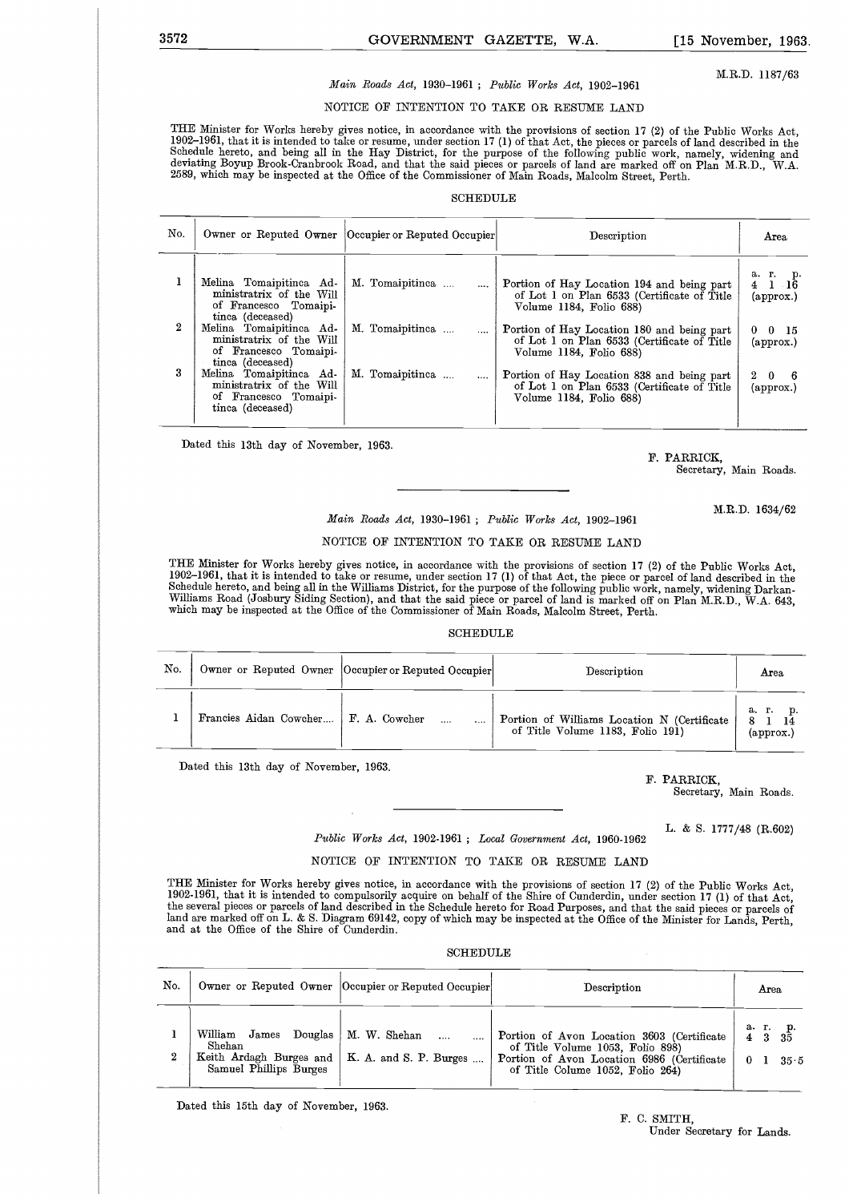M.R.D. 1187/63

*Main Roads Act*, 1930–1961 ; *Public Works Act*, 1902–1961

NOTICE OF INTENTION TO TAKE OR RESUME LAND

THE Minister for Works hereby gives notice, in accordance with the provisions of section 17 (2) of the Public Works Act, 1902–1961, that it is intended to take or resume, under section 17 (1) of that Act, the pieces or parcels of land described in the Schedule hereto, and being all in the Hay District, for the purpose of the following public work, namely, widening and deviating Boyup Brook-Cranbrook Road, and that the said pieces or parcels of land are marked off on Plan M.R.D., W.A. 2589, which may be inspected at the Office of the Commissioner of Main Roads, Malcolm Street, Perth.

SCHEDULE

| No. | Owner or Reputed Owner | Occupier or Reputed Occupier | Description | Area |
|---|---|---|---|---|
| | | | | a. r. p. |
| 1 | Melina Tomaipitinca Administratrix of the Will of Francesco Tomaipitinca (deceased) | M. Tomaipitinca .... .... | Portion of Hay Location 194 and being part of Lot 1 on Plan 6533 (Certificate of Title Volume 1184, Folio 688) | 4 1 16 (approx.) |
| 2 | Melina Tomaipitinca Administratrix of the Will of Francesco Tomaipitinca (deceased) | M. Tomaipitinca .... .... | Portion of Hay Location 180 and being part of Lot 1 on Plan 6533 (Certificate of Title Volume 1184, Folio 688) | 0 0 15 (approx.) |
| 3 | Melina Tomaipitinca Administratrix of the Will of Francesco Tomaipitinca (deceased) | M. Tomaipitinca .... .... | Portion of Hay Location 838 and being part of Lot 1 on Plan 6533 (Certificate of Title Volume 1184, Folio 688) | 2 0 6 (approx.) |

Dated this 13th day of November, 1963.

F. PARRICK,
Secretary, Main Roads.

---

M.R.D. 1634/62

*Main Roads Act*, 1930–1961 ; *Public Works Act*, 1902–1961

NOTICE OF INTENTION TO TAKE OR RESUME LAND

THE Minister for Works hereby gives notice, in accordance with the provisions of section 17 (2) of the Public Works Act, 1902–1961, that it is intended to take or resume, under section 17 (1) of that Act, the piece or parcel of land described in the Schedule hereto, and being all in the Williams District, for the purpose of the following public work, namely, widening Darkan-Williams Road (Josbury Siding Section), and that the said piece or parcel of land is marked off on Plan M.R.D., W.A. 643, which may be inspected at the Office of the Commissioner of Main Roads, Malcolm Street, Perth.

SCHEDULE

| No. | Owner or Reputed Owner | Occupier or Reputed Occupier | Description | Area |
|---|---|---|---|---|
| | | | | a. r. p. |
| 1 | Francies Aidan Cowcher.... | F. A. Cowcher .... .... | Portion of Williams Location N (Certificate of Title Volume 1183, Folio 191) | 8 1 14 (approx.) |

Dated this 13th day of November, 1963.

F. PARRICK,
Secretary, Main Roads.

---

L. & S. 1777/48 (R.602)

*Public Works Act*, 1902-1961 ; *Local Government Act*, 1960-1962

NOTICE OF INTENTION TO TAKE OR RESUME LAND

THE Minister for Works hereby gives notice, in accordance with the provisions of section 17 (2) of the Public Works Act, 1902-1961, that it is intended to compulsorily acquire on behalf of the Shire of Cunderdin, under section 17 (1) of that Act, the several pieces or parcels of land described in the Schedule hereto for Road Purposes, and that the said pieces or parcels of land are marked off on L. & S. Diagram 69142, copy of which may be inspected at the Office of the Minister for Lands, Perth, and at the Office of the Shire of Cunderdin.

SCHEDULE

| No. | Owner or Reputed Owner | Occupier or Reputed Occupier | Description | Area |
|---|---|---|---|---|
| | | | | a. r. p. |
| 1 | William James Douglas Shehan | M. W. Shehan .... .... | Portion of Avon Location 3603 (Certificate of Title Volume 1053, Folio 898) | 4 3 35 |
| 2 | Keith Ardagh Burges and Samuel Phillips Burges | K. A. and S. P. Burges .... | Portion of Avon Location 6986 (Certificate of Title Colume 1052, Folio 264) | 0 1 35·5 |

Dated this 15th day of November, 1963.

F. C. SMITH,
Under Secretary for Lands.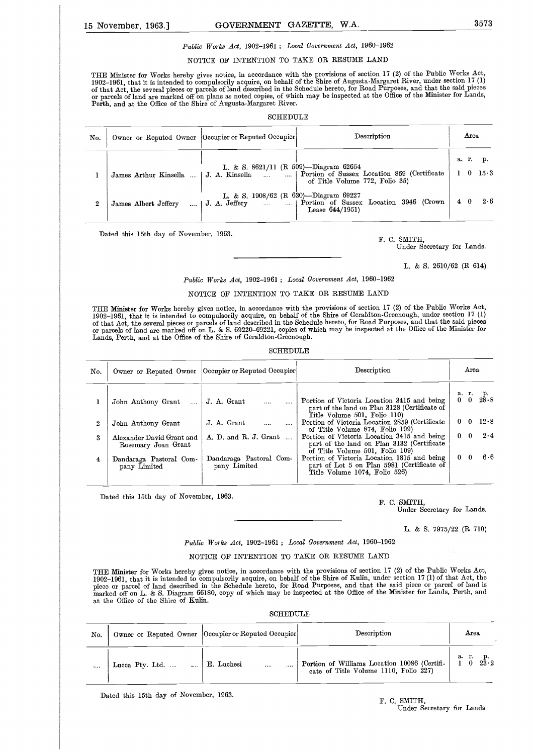*Public Works Act*, 1902–1961 ; *Local Government Act*, 1960–1962

NOTICE OF INTENTION TO TAKE OR RESUME LAND

THE Minister for Works hereby gives notice, in accordance with the provisions of section 17 (2) of the Public Works Act, 1902–1961, that it is intended to compulsorily acquire, on behalf of the Shire of Augusta-Margaret River, under section 17 (1) of that Act, the several pieces or parcels of land described in the Schedule hereto, for Road Purposes, and that the said pieces or parcels of land are marked off on plans as noted copies, of which may be inspected at the Office of the Minister for Lands, Perth, and at the Office of the Shire of Augusta-Margaret River.

SCHEDULE

| No. | Owner or Reputed Owner | Occupier or Reputed Occupier | Description | Area a. r. p. |
|---|---|---|---|---|
| | | | L. & S. 8621/11 (R 509)—Diagram 62654 | |
| 1 | James Arthur Kinsella .... | J. A. Kinsella .... .... | Portion of Sussex Location 859 (Certificate of Title Volume 772, Folio 35) | 1 0 15·3 |
| | | | L. & S. 1908/62 (R 630)—Diagram 69227 | |
| 2 | James Albert Jeffery .... | J. A. Jeffery .... .... | Portion of Sussex Location 3946 (Crown Lease 644/1951) | 4 0 2·6 |

Dated this 15th day of November, 1963.

F. C. SMITH,
Under Secretary for Lands.

L. & S. 2610/62 (R 614)

*Public Works Act*, 1902–1961 ; *Local Government Act*, 1960–1962

NOTICE OF INTENTION TO TAKE OR RESUME LAND

THE Minister for Works hereby gives notice, in accordance with the provisions of section 17 (2) of the Public Works Act, 1902–1961, that it is intended to compulsorily acquire, on behalf of the Shire of Geraldton-Greenough, under section 17 (1) of that Act, the several pieces or parcels of land described in the Schedule hereto, for Road Purposes, and that the said pieces or parcels of land are marked off on L. & S. 69220–69221, copies of which may be inspected at the Office of the Minister for Lands, Perth, and at the Office of the Shire of Geraldton-Greenough.

SCHEDULE

| No. | Owner or Reputed Owner | Occupier or Reputed Occupier | Description | Area a. r. p. |
|---|---|---|---|---|
| 1 | John Anthony Grant .... | J. A. Grant .... .... | Portion of Victoria Location 3415 and being part of the land on Plan 3128 (Certificate of Title Volume 501, Folio 110) | 0 0 28·8 |
| 2 | John Anthony Grant .... | J. A. Grant .... .... | Portion of Victoria Location 2859 (Certificate of Title Volume 874, Folio 199) | 0 0 12·8 |
| 3 | Alexander David Grant and Rosemary Joan Grant | A. D. and R. J. Grant .... | Portion of Victoria Location 3415 and being part of the land on Plan 3132 (Certificate of Title Volume 501, Folio 109) | 0 0 2·4 |
| 4 | Dandaraga Pastoral Company Limited | Dandaraga Pastoral Company Limited | Portion of Victoria Location 1815 and being part of Lot 5 on Plan 5981 (Certificate of Title Volume 1074, Folio 526) | 0 0 6·6 |

Dated this 15th day of November, 1963.

F. C. SMITH,
Under Secretary for Lands.

L. & S. 7975/22 (R 710)

*Public Works Act*, 1902–1961 ; *Local Government Act*, 1960–1962

NOTICE OF INTENTION TO TAKE OR RESUME LAND

THE Minister for Works hereby gives notice, in accordance with the provisions of section 17 (2) of the Public Works Act, 1902–1961, that it is intended to compulsorily acquire, on behalf of the Shire of Kulin, under section 17 (1) of that Act, the piece or parcel of land described in the Schedule hereto, for Road Purposes, and that the said piece or parcel of land is marked off on L. & S. Diagram 66180, copy of which may be inspected at the Office of the Minister for Lands, Perth, and at the Office of the Shire of Kulin.

SCHEDULE

| No. | Owner or Reputed Owner | Occupier or Reputed Occupier | Description | Area a. r. p. |
|---|---|---|---|---|
| .... | Lucca Pty. Ltd. .... .... | E. Luchesi .... .... | Portion of Williams Location 10086 (Certificate of Title Volume 1110, Folio 227) | 1 0 23·2 |

Dated this 15th day of November, 1963.

F. C. SMITH,
Under Secretary for Lands.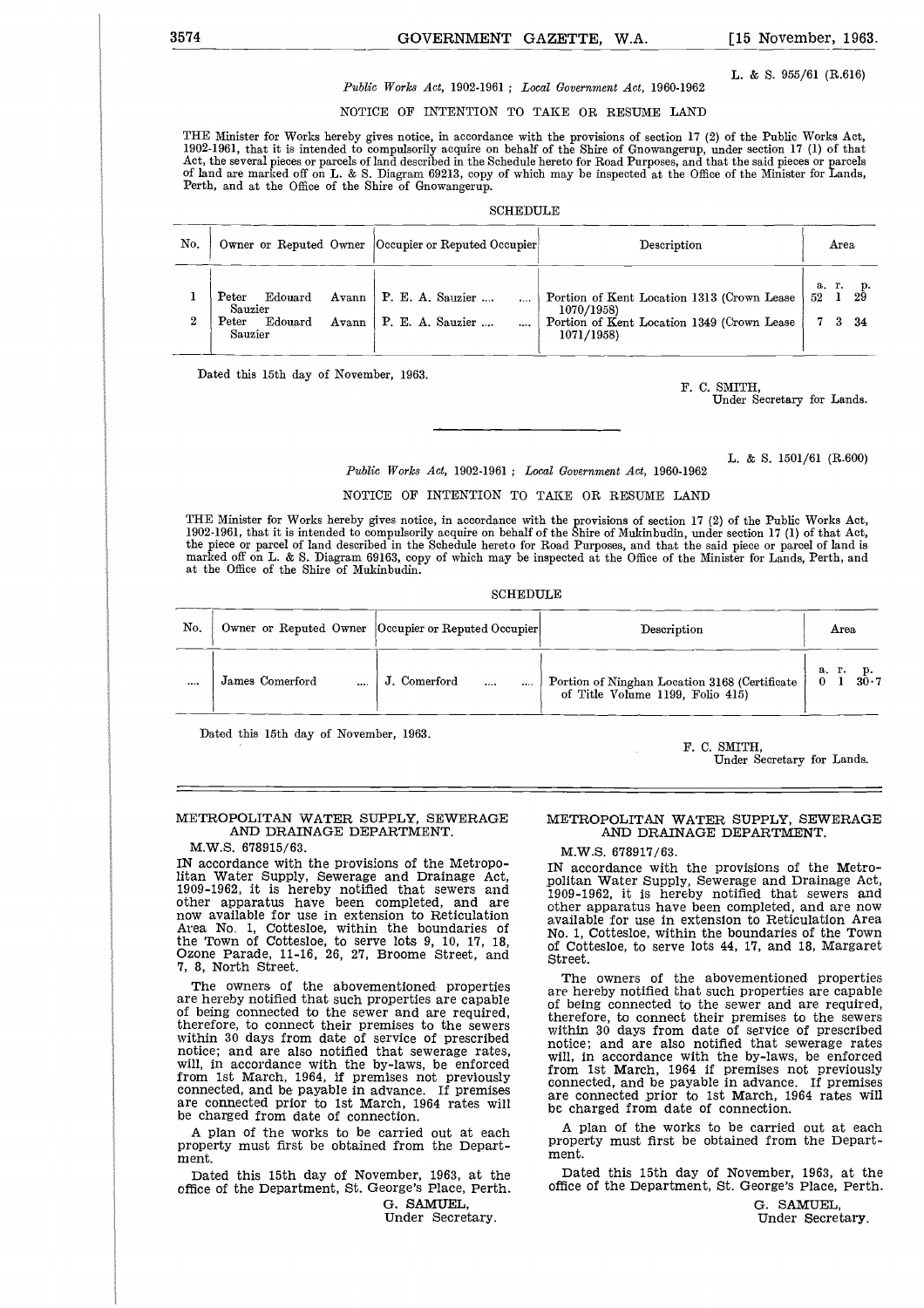L. & S. 955/61 (R.616)

*Public Works Act*, 1902-1961 ; *Local Government Act*, 1960-1962

NOTICE OF INTENTION TO TAKE OR RESUME LAND

THE Minister for Works hereby gives notice, in accordance with the provisions of section 17 (2) of the Public Works Act, 1902-1961, that it is intended to compulsorily acquire on behalf of the Shire of Gnowangerup, under section 17 (1) of that Act, the several pieces or parcels of land described in the Schedule hereto for Road Purposes, and that the said pieces or parcels of land are marked off on L. & S. Diagram 69213, copy of which may be inspected at the Office of the Minister for Lands, Perth, and at the Office of the Shire of Gnowangerup.

SCHEDULE

| No. | Owner or Reputed Owner | Occupier or Reputed Occupier | Description | Area |
|---|---|---|---|---|
| | | | | a. r. p. |
| 1 | Peter Edouard Avann Sauzier | P. E. A. Sauzier .... .... | Portion of Kent Location 1313 (Crown Lease 1070/1958) | 52 1 29 |
| 2 | Peter Edouard Avann Sauzier | P. E. A. Sauzier .... .... | Portion of Kent Location 1349 (Crown Lease 1071/1958) | 7 3 34 |

Dated this 15th day of November, 1963.

F. C. SMITH,
Under Secretary for Lands.

---

L. & S. 1501/61 (R.600)

*Public Works Act*, 1902-1961 ; *Local Government Act*, 1960-1962

NOTICE OF INTENTION TO TAKE OR RESUME LAND

THE Minister for Works hereby gives notice, in accordance with the provisions of section 17 (2) of the Public Works Act, 1902-1961, that it is intended to compulsorily acquire on behalf of the Shire of Mukinbudin, under section 17 (1) of that Act, the piece or parcel of land described in the Schedule hereto for Road Purposes, and that the said piece or parcel of land is marked off on L. & S. Diagram 69163, copy of which may be inspected at the Office of the Minister for Lands, Perth, and at the Office of the Shire of Mukinbudin.

SCHEDULE

| No. | Owner or Reputed Owner | Occupier or Reputed Occupier | Description | Area |
|---|---|---|---|---|
| | | | | a. r. p. |
| .... | James Comerford .... | J. Comerford .... .... | Portion of Ninghan Location 3168 (Certificate of Title Volume 1199, Folio 415) | 0 1 30·7 |

Dated this 15th day of November, 1963.

F. C. SMITH,
Under Secretary for Lands.

---

METROPOLITAN WATER SUPPLY, SEWERAGE AND DRAINAGE DEPARTMENT.

M.W.S. 678915/63.

IN accordance with the provisions of the Metropolitan Water Supply, Sewerage and Drainage Act, 1909-1962, it is hereby notified that sewers and other apparatus have been completed, and are now available for use in extension to Reticulation Area No. 1, Cottesloe, within the boundaries of the Town of Cottesloe, to serve lots 9, 10, 17, 18, Ozone Parade, 11-16, 26, 27, Broome Street, and 7, 8, North Street.

The owners of the abovementioned properties are hereby notified that such properties are capable of being connected to the sewer and are required, therefore, to connect their premises to the sewers within 30 days from date of service of prescribed notice; and are also notified that sewerage rates, will, in accordance with the by-laws, be enforced from 1st March, 1964, if premises not previously connected, and be payable in advance. If premises are connected prior to 1st March, 1964 rates will be charged from date of connection.

A plan of the works to be carried out at each property must first be obtained from the Department.

Dated this 15th day of November, 1963, at the office of the Department, St. George's Place, Perth.

G. SAMUEL,
Under Secretary.

---

METROPOLITAN WATER SUPPLY, SEWERAGE AND DRAINAGE DEPARTMENT.

M.W.S. 678917/63.

IN accordance with the provisions of the Metropolitan Water Supply, Sewerage and Drainage Act, 1909-1962, it is hereby notified that sewers and other apparatus have been completed, and are now available for use in extension to Reticulation Area No. 1, Cottesloe, within the boundaries of the Town of Cottesloe, to serve lots 44, 17, and 18, Margaret Street.

The owners of the abovementioned properties are hereby notified that such properties are capable of being connected to the sewer and are required, therefore, to connect their premises to the sewers within 30 days from date of service of prescribed notice; and are also notified that sewerage rates will, in accordance with the by-laws, be enforced from 1st March, 1964 if premises not previously connected, and be payable in advance. If premises are connected prior to 1st March, 1964 rates will be charged from date of connection.

A plan of the works to be carried out at each property must first be obtained from the Department.

Dated this 15th day of November, 1963, at the office of the Department, St. George's Place, Perth.

G. SAMUEL,
Under Secretary.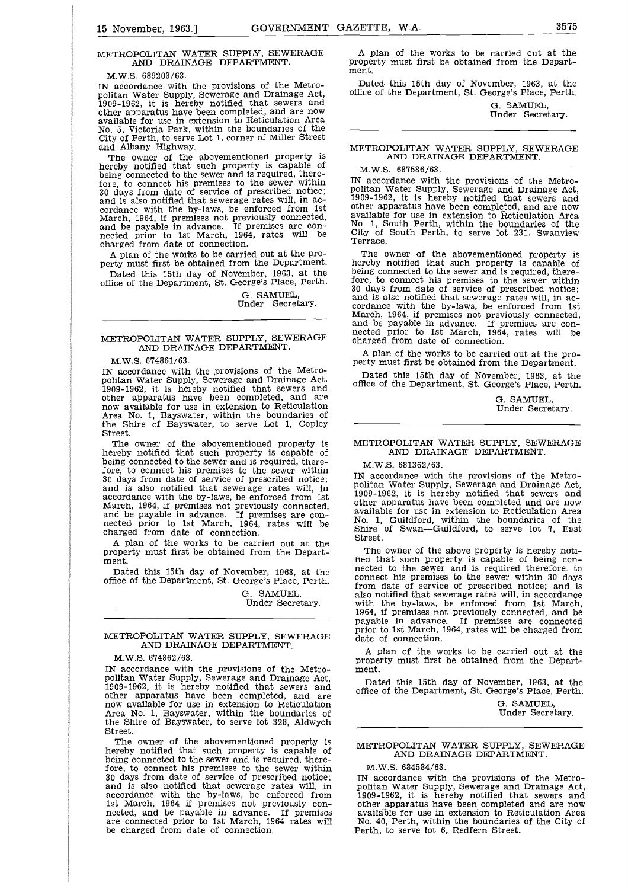## METROPOLITAN WATER SUPPLY, SEWERAGE AND DRAINAGE DEPARTMENT.

M.W.S. 689203/63.

IN accordance with the provisions of the Metropolitan Water Supply, Sewerage and Drainage Act, 1909-1962, it is hereby notified that sewers and other apparatus have been completed, and are now available for use in extension to Reticulation Area No. 5, Victoria Park, within the boundaries of the City of Perth, to serve Lot 1, corner of Miller Street and Albany Highway.

The owner of the abovementioned property is hereby notified that such property is capable of being connected to the sewer and is required, therefore, to connect his premises to the sewer within 30 days from date of service of prescribed notice; and is also notified that sewerage rates will, in accordance with the by-laws, be enforced from 1st March, 1964, if premises not previously connected, and be payable in advance. If premises are connected prior to 1st March, 1964, rates will be charged from date of connection.

A plan of the works to be carried out at the property must first be obtained from the Department.

Dated this 15th day of November, 1963, at the office of the Department, St. George's Place, Perth.

G. SAMUEL,
Under Secretary.

---

## METROPOLITAN WATER SUPPLY, SEWERAGE AND DRAINAGE DEPARTMENT.

M.W.S. 674861/63.

IN accordance with the provisions of the Metropolitan Water Supply, Sewerage and Drainage Act, 1909-1962, it is hereby notified that sewers and other apparatus have been completed, and are now available for use in extension to Reticulation Area No. 1, Bayswater, within the boundaries of the Shire of Bayswater, to serve Lot 1, Copley Street.

The owner of the abovementioned property is hereby notified that such property is capable of being connected to the sewer and is required, therefore, to connect his premises to the sewer within 30 days from date of service of prescribed notice; and is also notified that sewerage rates will, in accordance with the by-laws, be enforced from 1st March, 1964, if premises not previously connected, and be payable in advance. If premises are connected prior to 1st March, 1964, rates will be charged from date of connection.

A plan of the works to be carried out at the property must first be obtained from the Department.

Dated this 15th day of November, 1963, at the office of the Department, St. George's Place, Perth.

G. SAMUEL,
Under Secretary.

---

## METROPOLITAN WATER SUPPLY, SEWERAGE AND DRAINAGE DEPARTMENT.

M.W.S. 674862/63.

IN accordance with the provisions of the Metropolitan Water Supply, Sewerage and Drainage Act, 1909-1962, it is hereby notified that sewers and other apparatus have been completed, and are now available for use in extension to Reticulation Area No. 1, Bayswater, within the boundaries of the Shire of Bayswater, to serve lot 328, Aldwych Street.

The owner of the abovementioned property is hereby notified that such property is capable of being connected to the sewer and is required, therefore, to connect his premises to the sewer within 30 days from date of service of prescribed notice; and is also notified that sewerage rates will, in accordance with the by-laws, be enforced from 1st March, 1964 if premises not previously connected, and be payable in advance. If premises are connected prior to 1st March, 1964 rates will be charged from date of connection.

A plan of the works to be carried out at the property must first be obtained from the Department.

Dated this 15th day of November, 1963, at the office of the Department, St. George's Place, Perth.

G. SAMUEL,
Under Secretary.

---

## METROPOLITAN WATER SUPPLY, SEWERAGE AND DRAINAGE DEPARTMENT.

M.W.S. 687586/63.

IN accordance with the provisions of the Metropolitan Water Supply, Sewerage and Drainage Act, 1909-1962, it is hereby notified that sewers and other apparatus have been completed, and are now available for use in extension to Reticulation Area No. 1, South Perth, within the boundaries of the City of South Perth, to serve lot 231, Swanview Terrace.

The owner of the abovementioned property is hereby notified that such property is capable of being connected to the sewer and is required, therefore, to connect his premises to the sewer within 30 days from date of service of prescribed notice; and is also notified that sewerage rates will, in accordance with the by-laws, be enforced from 1st March, 1964, if premises not previously connected, and be payable in advance. If premises are connected prior to 1st March, 1964, rates will be charged from date of connection.

A plan of the works to be carried out at the property must first be obtained from the Department.

Dated this 15th day of November, 1963, at the office of the Department, St. George's Place, Perth.

G. SAMUEL,
Under Secretary.

---

## METROPOLITAN WATER SUPPLY, SEWERAGE AND DRAINAGE DEPARTMENT.

M.W.S. 681362/63.

IN accordance with the provisions of the Metropolitan Water Supply, Sewerage and Drainage Act, 1909-1962, it is hereby notified that sewers and other apparatus have been completed and are now available for use in extension to Reticulation Area No. 1, Guildford, within the boundaries of the Shire of Swan—Guildford, to serve lot 7, East Street.

The owner of the above property is hereby notified that such property is capable of being connected to the sewer and is required therefore. to connect his premises to the sewer within 30 days from date of service of prescribed notice; and is also notified that sewerage rates will, in accordance with the by-laws, be enforced from 1st March, 1964, if premises not previously connected, and be payable in advance. If premises are connected prior to 1st March, 1964, rates will be charged from date of connection.

A plan of the works to be carried out at the property must first be obtained from the Department.

Dated this 15th day of November, 1963, at the office of the Department, St. George's Place, Perth.

G. SAMUEL,
Under Secretary.

---

## METROPOLITAN WATER SUPPLY, SEWERAGE AND DRAINAGE DEPARTMENT.

M.W.S. 684584/63.

IN accordance with the provisions of the Metropolitan Water Supply, Sewerage and Drainage Act, 1909-1962, it is hereby notified that sewers and other apparatus have been completed and are now available for use in extension to Reticulation Area No. 40, Perth, within the boundaries of the City of Perth, to serve lot 6, Redfern Street.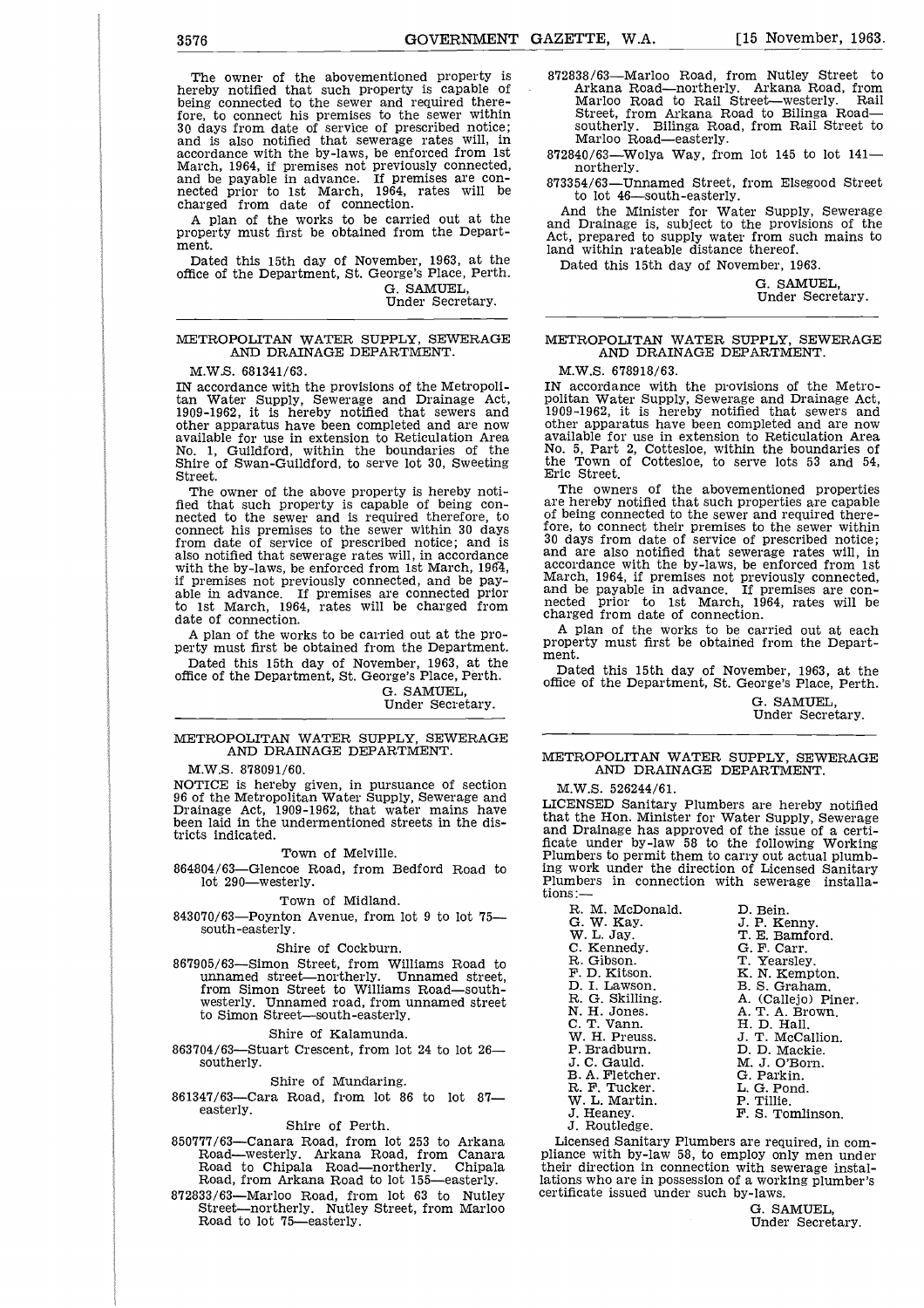The owner of the abovementioned property is hereby notified that such property is capable of being connected to the sewer and required therefore, to connect his premises to the sewer within 30 days from date of service of prescribed notice; and is also notified that sewerage rates will, in accordance with the by-laws, be enforced from 1st March, 1964, if premises not previously connected, and be payable in advance. If premises are connected prior to 1st March, 1964, rates will be charged from date of connection.

A plan of the works to be carried out at the property must first be obtained from the Department.

Dated this 15th day of November, 1963, at the office of the Department, St. George's Place, Perth.

G. SAMUEL,
Under Secretary.

---

## METROPOLITAN WATER SUPPLY, SEWERAGE AND DRAINAGE DEPARTMENT.

M.W.S. 681341/63.

IN accordance with the provisions of the Metropolitan Water Supply, Sewerage and Drainage Act, 1909-1962, it is hereby notified that sewers and other apparatus have been completed and are now available for use in extension to Reticulation Area No. 1, Guildford, within the boundaries of the Shire of Swan-Guildford, to serve lot 30, Sweeting Street.

The owner of the above property is hereby notified that such property is capable of being connected to the sewer and is required therefore, to connect his premises to the sewer within 30 days from date of service of prescribed notice; and is also notified that sewerage rates will, in accordance with the by-laws, be enforced from 1st March, 1964, if premises not previously connected, and be payable in advance. If premises are connected prior to 1st March, 1964, rates will be charged from date of connection.

A plan of the works to be carried out at the property must first be obtained from the Department.

Dated this 15th day of November, 1963, at the office of the Department, St. George's Place, Perth.

G. SAMUEL,
Under Secretary.

---

## METROPOLITAN WATER SUPPLY, SEWERAGE AND DRAINAGE DEPARTMENT.

M.W.S. 878091/60.

NOTICE is hereby given, in pursuance of section 96 of the Metropolitan Water Supply, Sewerage and Drainage Act, 1909-1962, that water mains have been laid in the undermentioned streets in the districts indicated.

Town of Melville.

864804/63—Glencoe Road, from Bedford Road to lot 290—westerly.

Town of Midland.

843070/63—Poynton Avenue, from lot 9 to lot 75—south-easterly.

Shire of Cockburn.

867905/63—Simon Street, from Williams Road to unnamed street—northerly. Unnamed street, from Simon Street to Williams Road—south-westerly. Unnamed road, from unnamed street to Simon Street—south-easterly.

Shire of Kalamunda.

863704/63—Stuart Crescent, from lot 24 to lot 26—southerly.

Shire of Mundaring.

861347/63—Cara Road, from lot 86 to lot 87—easterly.

Shire of Perth.

850777/63—Canara Road, from lot 253 to Arkana Road—westerly. Arkana Road, from Canara Road to Chipala Road—northerly. Chipala Road, from Arkana Road to lot 155—easterly.

872833/63—Marloo Road, from lot 63 to Nutley Street—northerly. Nutley Street, from Marloo Road to lot 75—easterly.

872838/63—Marloo Road, from Nutley Street to Arkana Road—northerly. Arkana Road, from Marloo Road to Rail Street—westerly. Rail Street, from Arkana Road to Bilinga Road—southerly. Bilinga Road, from Rail Street to Marloo Road—easterly.

872840/63—Wolya Way, from lot 145 to lot 141—northerly.

873354/63—Unnamed Street, from Elsegood Street to lot 46—south-easterly.

And the Minister for Water Supply, Sewerage and Drainage is, subject to the provisions of the Act, prepared to supply water from such mains to land within rateable distance thereof.

Dated this 15th day of November, 1963.

G. SAMUEL,
Under Secretary.

---

## METROPOLITAN WATER SUPPLY, SEWERAGE AND DRAINAGE DEPARTMENT.

M.W.S. 678918/63.

IN accordance with the provisions of the Metropolitan Water Supply, Sewerage and Drainage Act, 1909-1962, it is hereby notified that sewers and other apparatus have been completed and are now available for use in extension to Reticulation Area No. 5, Part 2, Cottesloe, within the boundaries of the Town of Cottesloe, to serve lots 53 and 54, Eric Street.

The owners of the abovementioned properties are hereby notified that such properties are capable of being connected to the sewer and required therefore, to connect their premises to the sewer within 30 days from date of service of prescribed notice; and are also notified that sewerage rates will, in accordance with the by-laws, be enforced from 1st March, 1964, if premises not previously connected, and be payable in advance. If premises are connected prior to 1st March, 1964, rates will be charged from date of connection.

A plan of the works to be carried out at each property must first be obtained from the Department.

Dated this 15th day of November, 1963, at the office of the Department, St. George's Place, Perth.

G. SAMUEL,
Under Secretary.

---

## METROPOLITAN WATER SUPPLY, SEWERAGE AND DRAINAGE DEPARTMENT.

M.W.S. 526244/61.

LICENSED Sanitary Plumbers are hereby notified that the Hon. Minister for Water Supply, Sewerage and Drainage has approved of the issue of a certificate under by-law 58 to the following Working Plumbers to permit them to carry out actual plumbing work under the direction of Licensed Sanitary Plumbers in connection with sewerage installations:—

| | |
|---|---|
| R. M. McDonald. | D. Bein. |
| G. W. Kay. | J. P. Kenny. |
| W. L. Jay. | T. E. Bamford. |
| C. Kennedy. | G. F. Carr. |
| R. Gibson. | T. Yearsley. |
| F. D. Kitson. | K. N. Kempton. |
| D. I. Lawson. | B. S. Graham. |
| R. G. Skilling. | A. (Callejo) Piner. |
| N. H. Jones. | A. T. A. Brown. |
| C. T. Vann. | H. D. Hall. |
| W. H. Preuss. | J. T. McCallion. |
| P. Bradburn. | D. D. Mackie. |
| J. C. Gauld. | M. J. O'Born. |
| B. A. Fletcher. | G. Parkin. |
| R. F. Tucker. | L. G. Pond. |
| W. L. Martin. | P. Tillie. |
| J. Heaney. | F. S. Tomlinson. |
| J. Routledge. | |

Licensed Sanitary Plumbers are required, in compliance with by-law 58, to employ only men under their direction in connection with sewerage installations who are in possession of a working plumber's certificate issued under such by-laws.

G. SAMUEL,
Under Secretary.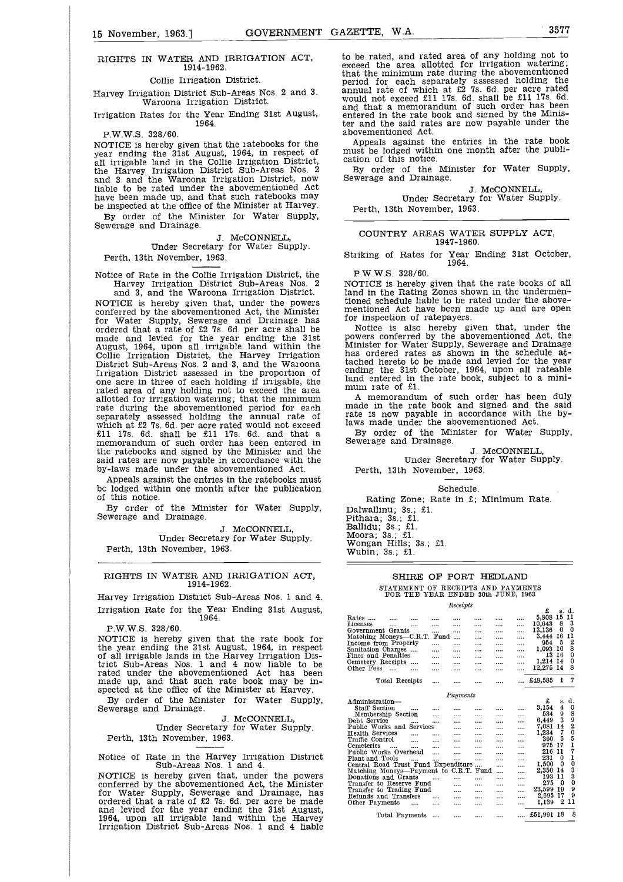## RIGHTS IN WATER AND IRRIGATION ACT, 1914-1962.

Collie Irrigation District.

Harvey Irrigation District Sub-Areas Nos. 2 and 3. Waroona Irrigation District.

Irrigation Rates for the Year Ending 31st August, 1964.

P.W.W.S. 328/60.

NOTICE is hereby given that the ratebooks for the year ending the 31st August, 1964, in respect of all irrigable land in the Collie Irrigation District, the Harvey Irrigation District Sub-Areas Nos. 2 and 3 and the Waroona Irrigation District, now liable to be rated under the abovementioned Act have been made up, and that such ratebooks may be inspected at the office of the Minister at Harvey.

By order of the Minister for Water Supply, Sewerage and Drainage.

J. McCONNELL,
Under Secretary for Water Supply.

Perth, 13th November, 1963.

---

Notice of Rate in the Collie Irrigation District, the Harvey Irrigation District Sub-Areas Nos. 2 and 3, and the Waroona Irrigation District.

NOTICE is hereby given that, under the powers conferred by the abovementioned Act, the Minister for Water Supply, Sewerage and Drainage has ordered that a rate of £2 7s. 6d. per acre shall be made and levied for the year ending the 31st August, 1964, upon all irrigable land within the Collie Irrigation District, the Harvey Irrigation District Sub-Areas Nos. 2 and 3, and the Waroona Irrigation District assessed in the proportion of one acre in three of each holding if irrigable, the rated area of any holding not to exceed the area allotted for irrigation watering; that the minimum rate during the abovementioned period for each separately assessed holding the annual rate of which at £2 7s. 6d. per acre rated would not exceed £11 17s. 6d. shall be £11 17s. 6d. and that a memorandum of such order has been entered in the ratebooks and signed by the Minister and the said rates are now payable in accordance with the by-laws made under the abovementioned Act.

Appeals against the entries in the ratebooks must be lodged within one month after the publication of this notice.

By order of the Minister for Water Supply, Sewerage and Drainage.

J. McCONNELL,
Under Secretary for Water Supply.

Perth, 13th November, 1963.

---

## RIGHTS IN WATER AND IRRIGATION ACT, 1914-1962.

Harvey Irrigation District Sub-Areas Nos. 1 and 4.

Irrigation Rate for the Year Ending 31st August, 1964.

P.W.W.S. 328/60.

NOTICE is hereby given that the rate book for the year ending the 31st August, 1964, in respect of all irrigable lands in the Harvey Irrigation District Sub-Areas Nos. 1 and 4 now liable to be rated under the abovementioned Act has been made up, and that such rate book may be inspected at the office of the Minister at Harvey.

By order of the Minister for Water Supply, Sewerage and Drainage.

J. McCONNELL,
Under Secretary for Water Supply.

Perth, 13th November, 1963.

---

Notice of Rate in the Harvey Irrigation District Sub-Areas Nos. 1 and 4.

NOTICE is hereby given that, under the powers conferred by the abovementioned Act, the Minister for Water Supply, Sewerage and Drainage, has ordered that a rate of £2 7s. 6d. per acre be made and levied for the year ending the 31st August, 1964, upon all irrigable land within the Harvey Irrigation District Sub-Areas Nos. 1 and 4 liable to be rated, and rated area of any holding not to exceed the area allotted for irrigation watering; that the minimum rate during the abovementioned period for each separately assessed holding the annual rate of which at £2 7s. 6d. per acre rated would not exceed £11 17s. 6d. shall be £11 17s. 6d. and that a memorandum of such order has been entered in the rate book and signed by the Minister and the said rates are now payable under the abovementioned Act.

Appeals against the entries in the rate book must be lodged within one month after the publication of this notice.

By order of the Minister for Water Supply, Sewerage and Drainage.

J. McCONNELL,
Under Secretary for Water Supply.

Perth, 13th November, 1963.

---

## COUNTRY AREAS WATER SUPPLY ACT, 1947-1960.

Striking of Rates for Year Ending 31st October, 1964.

P.W.W.S. 328/60.

NOTICE is hereby given that the rate books of all land in the Rating Zones shown in the undermentioned schedule liable to be rated under the abovementioned Act have been made up and are open for inspection of ratepayers.

Notice is also hereby given that, under the powers conferred by the abovementioned Act, the Minister for Water Supply, Sewerage and Drainage has ordered rates as shown in the schedule attached hereto to be made and levied for the year ending the 31st October, 1964, upon all rateable land entered in the rate book, subject to a minimum rate of £1.

A memorandum of such order has been duly made in the rate book and signed and the said rate is now payable in accordance with the by-laws made under the abovementioned Act.

By order of the Minister for Water Supply, Sewerage and Drainage.

J. McCONNELL,
Under Secretary for Water Supply.

Perth, 13th November, 1963.

---

Schedule.

Rating Zone; Rate in £; Minimum Rate.

Dalwallinu; 3s.; £1.
Pithara; 3s.; £1.
Ballidu; 3s.; £1.
Moora; 3s.; £1.
Wongan Hills; 3s.; £1.
Wubin; 3s.; £1.

---

## SHIRE OF PORT HEDLAND

STATEMENT OF RECEIPTS AND PAYMENTS FOR THE YEAR ENDED 30th JUNE, 1963

*Receipts*

| | £ | s. | d. |
|---|---|---|---|
| Rates | 5,808 | 15 | 11 |
| Licenses | 10,643 | 8 | 3 |
| Government Grants | 13,136 | 0 | 0 |
| Matching Moneys—C.R.T. Fund | 3,444 | 16 | 11 |
| Income from Property | 954 | 5 | 2 |
| Sanitation Charges | 1,093 | 10 | 8 |
| Fines and Penalties | 13 | 16 | 0 |
| Cemetery Receipts | 1,214 | 14 | 0 |
| Other Fees | 12,275 | 14 | 8 |
| Total Receipts | £48,585 | 1 | 7 |

*Payments*

| | £ | s. | d. |
|---|---|---|---|
| Administration— | | | |
| Staff Section | 3,154 | 4 | 0 |
| Membership Section | 534 | 9 | 8 |
| Debt Service | 6,449 | 3 | 9 |
| Public Works and Services | 7,081 | 14 | 2 |
| Health Services | 1,234 | 7 | 0 |
| Traffic Control | 360 | 5 | 5 |
| Cemeteries | 975 | 17 | 1 |
| Public Works Overhead | 216 | 11 | 7 |
| Plant and Tools | 231 | 0 | 1 |
| Central Road Trust Fund Expenditure | 1,500 | 0 | 0 |
| Matching Moneys—Payment to C.R.T. Fund | 2,350 | 14 | 3 |
| Donations and Grants | 193 | 11 | 3 |
| Transfer to Reserve Fund | 275 | 0 | 0 |
| Transfer to Trading Fund | 23,599 | 19 | 9 |
| Refunds and Transfers | 2,695 | 17 | 9 |
| Other Payments | 1,139 | 2 | 11 |
| Total Payments | £51,991 | 18 | 8 |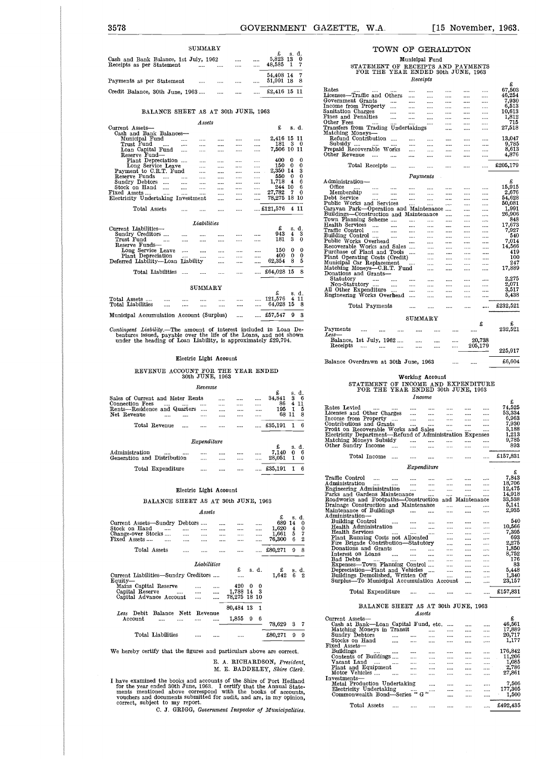## SUMMARY

| | £ | s. | d. |
|---|---|---|---|
| Cash and Bank Balance, 1st July, 1962 | 5,823 | 13 | 0 |
| Receipts as per Statement | 48,585 | 1 | 7 |
| | 54,408 | 14 | 7 |
| Payments as per Statement | 51,991 | 18 | 8 |
| Credit Balance, 30th June, 1963 | £2,416 | 15 | 11 |

## BALANCE SHEET AS AT 30th JUNE, 1963

*Assets*

| | £ | s. | d. |
|---|---|---|---|
| Current Assets— | | | |
| Cash and Bank Balances— | | | |
| Municipal Fund | 2,416 | 15 | 11 |
| Trust Fund | 181 | 3 | 0 |
| Loan Capital Fund | 7,506 | 10 | 11 |
| Reserve Fund— | | | |
| Plant Depreciation | 400 | 0 | 0 |
| Long Service Leave | 150 | 0 | 0 |
| Payment to C.R.T. Fund | 2,350 | 14 | 3 |
| Reserve Funds | 550 | 0 | 0 |
| Sundry Debtors | 1,718 | 4 | 6 |
| Stock on Hand | 244 | 10 | 6 |
| Fixed Assets | 27,782 | 7 | 0 |
| Electricity Undertaking Investment | 78,275 | 18 | 10 |
| Total Assets | £121,576 | 4 | 11 |

*Liabilities*

| | £ | s. | d. |
|---|---|---|---|
| Current Liabilities— | | | |
| Sundry Creditors | 943 | 4 | 3 |
| Trust Fund | 181 | 3 | 0 |
| Reserve Funds— | | | |
| Long Service Leave | 150 | 0 | 0 |
| Plant Depreciation | 400 | 0 | 0 |
| Deferred Liability—Loan Liability | 62,354 | 8 | 5 |
| Total Liabilities | £64,028 | 15 | 8 |

## SUMMARY

| | £ | s. | d. |
|---|---|---|---|
| Total Assets | 121,576 | 4 | 11 |
| Total Liabilities | 64,028 | 15 | 8 |
| Municipal Accumulation Account (Surplus) | £57,547 | 9 | 3 |

*Contingent Liability.*—The amount of interest included in Loan Debentures issued, payable over the life of the Loans, and not shown under the heading of Loan Liability, is approximately £29,704.

### Electric Light Account

#### REVENUE ACCOUNT FOR THE YEAR ENDED 30th JUNE, 1963

*Revenue*

| | £ | s. | d. |
|---|---|---|---|
| Sales of Current and Meter Rents | 34,841 | 3 | 6 |
| Connection Fees | 86 | 4 | 11 |
| Rents—Residence and Quarters | 195 | 1 | 5 |
| Net Revenue | 68 | 11 | 8 |
| Total Revenue | £35,191 | 1 | 6 |

*Expenditure*

| | £ | s. | d. |
|---|---|---|---|
| Administration | 7,140 | 0 | 6 |
| Generation and Distribution | 28,051 | 1 | 0 |
| Total Expenditure | £35,191 | 1 | 6 |

### Electric Light Account

#### BALANCE SHEET AS AT 30th JUNE, 1963

*Assets*

| | £ | s. | d. |
|---|---|---|---|
| Current Assets—Sundry Debtors | 689 | 14 | 0 |
| Stock on Hand | 1,620 | 4 | 0 |
| Change-over Stocks | 1,661 | 5 | 7 |
| Fixed Assets | 76,300 | 6 | 2 |
| Total Assets | £80,271 | 9 | 8 |

*Liabilities*

| | £ s. d. | £ s. d. |
|---|---|---|
| Current Liabilities—Sundry Creditors | | 1,642 6 2 |
| Equity— | | |
| Mains Capital Reserve | 420 0 0 | |
| Capital Reserve | 1,788 14 3 | |
| Capital Advance Account | 78,275 18 10 | |
| | 80,484 13 1 | |
| *Less* Debit Balance Nett Revenue Account | 1,855 9 6 | |
| | | 78,629 3 7 |
| Total Liabilities | | £80,271 9 9 |

We hereby certify that the figures and particulars above are correct.

E. A. RICHARDSON, *President.*
M. E. BADDELEY, *Shire Clerk.*

I have examined the books and accounts of the Shire of Port Hedland for the year ended 30th June, 1963. I certify that the Annual Statements mentioned above correspond with the books of accounts, vouchers and documents submitted for audit, and are, in my opinion, correct, subject to my report.

C. J. GRIGG, *Government Inspector of Municipalities.*

# TOWN OF GERALDTON

## Municipal Fund

### STATEMENT OF RECEIPTS AND PAYMENTS FOR THE YEAR ENDED 30th JUNE, 1963

*Receipts*

| | £ |
|---|---|
| Rates | 67,503 |
| Licenses—Traffic and Others | 46,254 |
| Government Grants | 7,930 |
| Income from Property | 6,513 |
| Sanitation Charges | 10,613 |
| Fines and Penalties | 1,812 |
| Other Fees | 715 |
| Transfers from Trading Undertakings | 27,518 |
| Matching Moneys— | |
| Refund Contribution | 13,047 |
| Subsidy | 9,785 |
| Prepaid Recoverable Works | 8,613 |
| Other Revenue | 4,876 |
| Total Receipts | £205,179 |

*Payments*

| | £ |
|---|---|
| Administration— | |
| Office | 15,915 |
| Membership | 2,676 |
| Debt Service | 54,628 |
| Public Works and Services | 50,081 |
| Caravan Park—Operation and Maintenance | 1,991 |
| Buildings—Construction and Maintenance | 26,906 |
| Town Planning Scheme | 848 |
| Health Services | 17,673 |
| Traffic Control | 7,927 |
| Building Control | 540 |
| Public Works Overhead | 7,014 |
| Recoverable Works and Sales | 14,566 |
| Purchase of Plant and Tools | 419 |
| Plant Operating Costs (Credit) | 100 |
| Municipal Car Replacement | 247 |
| Matching Moneys—C.R.T. Fund | 17,889 |
| Donations and Grants— | |
| Statutory | 2,275 |
| Non-Statutory | 2,071 |
| All Other Expenditure | 3,517 |
| Engineering Works Overhead | 5,438 |
| Total Payments | £232,521 |

## SUMMARY

| | £ | £ |
|---|---|---|
| Payments | | 232,521 |
| *Less*— | | |
| Balance, 1st July, 1962 | 20,738 | |
| Receipts | 205,179 | |
| | | 225,917 |
| Balance Overdrawn at 30th June, 1963 | | £6,604 |

## Working Account

### STATEMENT OF INCOME AND EXPENDITURE FOR THE YEAR ENDED 30th JUNE, 1963

*Income*

| | £ |
|---|---|
| Rates Levied | 74,525 |
| Licenses and Other Charges | 53,334 |
| Income from Property | 6,963 |
| Contributions and Grants | 7,930 |
| Profit on Recoverable Works and Sales | 3,188 |
| Electricity Department—Refund of Administration Expenses | 1,213 |
| Matching Moneys Subsidy | 9,785 |
| Other Sundry Income | 893 |
| Total Income | £157,831 |

*Expenditure*

| | £ |
|---|---|
| Traffic Control | 7,843 |
| Administration | 18,706 |
| Engineering Administration | 12,475 |
| Parks and Gardens Maintenance | 14,918 |
| Roadworks and Footpaths—Construction and Maintenance | 33,538 |
| Drainage Construction and Maintenance | 5,141 |
| Maintenance of Buildings | 2,935 |
| Administration— | |
| Building Control | 540 |
| Health Administration | 10,566 |
| Health Services | 7,395 |
| Plant Running Costs not Allocated | 693 |
| Fire Brigade Contribution—Statutory | 2,275 |
| Donations and Grants | 1,850 |
| Interest on Loans | 8,752 |
| Bad Debts | 176 |
| Expenses—Town Planning Control | 83 |
| Depreciation—Plant and Vehicles | 5,448 |
| Buildings Demolished, Written Off | 1,340 |
| Surplus—To Municipal Accumulation Account | 23,157 |
| Total Expenditure | £157,831 |

### BALANCE SHEET AS AT 30th JUNE, 1963

*Assets*

| | £ |
|---|---|
| Current Assets— | |
| Cash at Bank—Loan Capital Fund, etc. | 46,561 |
| Matching Moneys in Transit | 17,889 |
| Sundry Debtors | 20,717 |
| Stocks on Hand | 1,177 |
| Fixed Assets— | |
| Buildings | 176,842 |
| Contents of Buildings | 11,206 |
| Vacant Land | 1,085 |
| Plant and Equipment | 2,786 |
| Motor Vehicles | 27,861 |
| Investments— | |
| Metal Production Undertaking | 7,506 |
| Electricity Undertaking | 177,305 |
| Commonwealth Bond—Series "G" | 1,500 |
| Total Assets | £492,435 |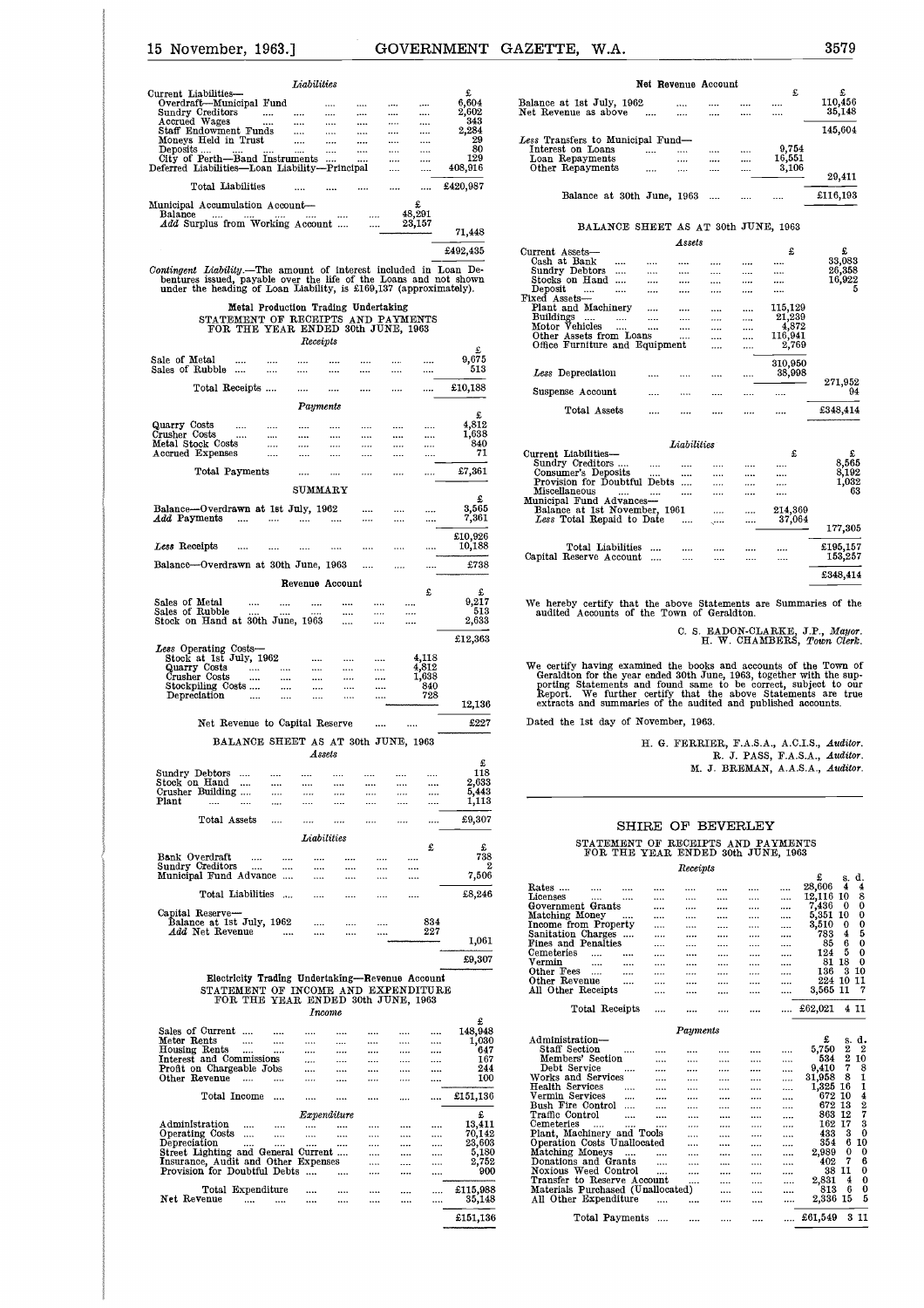### Liabilities

| | | £ |
|---|---|---|
| Current Liabilities— | | |
| Overdraft—Municipal Fund | | 6,604 |
| Sundry Creditors | | 2,602 |
| Accrued Wages | | 343 |
| Staff Endowment Funds | | 2,284 |
| Moneys Held in Trust | | 29 |
| Deposits | | 80 |
| City of Perth—Band Instruments | | 129 |
| Deferred Liabilities—Loan Liability—Principal | | 408,916 |
| Total Liabilities | | £420,987 |
| Municipal Accumulation Account— | £ | |
| Balance | 48,291 | |
| *Add* Surplus from Working Account | 23,157 | |
| | | 71,448 |
| | | £492,435 |

*Contingent Liability.*—The amount of interest included in Loan Debentures issued, payable over the life of the Loans and not shown under the heading of Loan Liability, is £169,137 (approximately).

## Metal Production Trading Undertaking

STATEMENT OF RECEIPTS AND PAYMENTS FOR THE YEAR ENDED 30th JUNE, 1963

### Receipts

| | £ |
|---|---|
| Sale of Metal | 9,675 |
| Sales of Rubble | 513 |
| Total Receipts | £10,188 |

### Payments

| | £ |
|---|---|
| Quarry Costs | 4,812 |
| Crusher Costs | 1,638 |
| Metal Stock Costs | 840 |
| Accrued Expenses | 71 |
| Total Payments | £7,361 |

### SUMMARY

| | £ |
|---|---|
| Balance—Overdrawn at 1st July, 1962 | 3,565 |
| *Add* Payments | 7,361 |
| | £10,926 |
| *Less* Receipts | 10,188 |
| Balance—Overdrawn at 30th June, 1963 | £738 |

### Revenue Account

| | £ | £ |
|---|---|---|
| Sales of Metal | | 9,217 |
| Sales of Rubble | | 513 |
| Stock on Hand at 30th June, 1963 | | 2,633 |
| | | £12,363 |
| *Less* Operating Costs— | | |
| Stock at 1st July, 1962 | 4,118 | |
| Quarry Costs | 4,812 | |
| Crusher Costs | 1,638 | |
| Stockpiling Costs | 840 | |
| Depreciation | 728 | |
| | | 12,136 |
| Net Revenue to Capital Reserve | | £227 |

BALANCE SHEET AS AT 30th JUNE, 1963

### Assets

| | £ |
|---|---|
| Sundry Debtors | 118 |
| Stock on Hand | 2,633 |
| Crusher Building | 5,443 |
| Plant | 1,113 |
| Total Assets | £9,307 |

### Liabilities

| | £ | £ |
|---|---|---|
| Bank Overdraft | | 738 |
| Sundry Creditors | | 2 |
| Municipal Fund Advance | | 7,506 |
| Total Liabilities | | £8,246 |
| Capital Reserve— | | |
| Balance at 1st July, 1962 | 834 | |
| *Add* Net Revenue | 227 | |
| | | 1,061 |
| | | £9,307 |

## Electricity Trading Undertaking—Revenue Account

STATEMENT OF INCOME AND EXPENDITURE FOR THE YEAR ENDED 30th JUNE, 1963

### Income

| | £ |
|---|---|
| Sales of Current | 148,948 |
| Meter Rents | 1,030 |
| Housing Rents | 647 |
| Interest and Commissions | 167 |
| Profit on Chargeable Jobs | 244 |
| Other Revenue | 100 |
| Total Income | £151,136 |

### Expenditure

| | £ |
|---|---|
| Administration | 13,411 |
| Operating Costs | 70,142 |
| Depreciation | 23,603 |
| Street Lighting and General Current | 5,180 |
| Insurance, Audit and Other Expenses | 2,752 |
| Provision for Doubtful Debts | 900 |
| Total Expenditure | £115,988 |
| Net Revenue | 35,148 |
| | £151,136 |

### Net Revenue Account

| | £ | £ |
|---|---|---|
| Balance at 1st July, 1962 | | 110,456 |
| Net Revenue as above | | 35,148 |
| | | 145,604 |
| *Less* Transfers to Municipal Fund— | | |
| Interest on Loans | 9,754 | |
| Loan Repayments | 16,551 | |
| Other Repayments | 3,106 | |
| | | 29,411 |
| Balance at 30th June, 1963 | | £116,193 |

BALANCE SHEET AS AT 30th JUNE, 1963

### Assets

| | £ | £ |
|---|---|---|
| Current Assets— | | |
| Cash at Bank | | 33,083 |
| Sundry Debtors | | 26,358 |
| Stocks on Hand | | 16,922 |
| Deposit | | 5 |
| Fixed Assets— | | |
| Plant and Machinery | 115,129 | |
| Buildings | 21,239 | |
| Motor Vehicles | 4,872 | |
| Other Assets from Loans | 116,941 | |
| Office Furniture and Equipment | 2,769 | |
| | 310,950 | |
| *Less* Depreciation | 38,998 | |
| | | 271,952 |
| Suspense Account | | 94 |
| Total Assets | | £348,414 |

### Liabilities

| | £ | £ |
|---|---|---|
| Current Liabilities— | | |
| Sundry Creditors | | 8,565 |
| Consumer's Deposits | | 8,192 |
| Provision for Doubtful Debts | | 1,032 |
| Miscellaneous | | 63 |
| Municipal Fund Advances— | | |
| Balance at 1st November, 1961 | 214,369 | |
| *Less* Total Repaid to Date | 37,064 | |
| | | 177,305 |
| Total Liabilities | | £195,157 |
| Capital Reserve Account | | 153,257 |
| | | £348,414 |

We hereby certify that the above Statements are Summaries of the audited Accounts of the Town of Geraldton.

C. S. EADON-CLARKE, J.P., *Mayor.*
H. W. CHAMBERS, *Town Clerk.*

We certify having examined the books and accounts of the Town of Geraldton for the year ended 30th June, 1963, together with the supporting Statements and found same to be correct, subject to our Report. We further certify that the above Statements are true extracts and summaries of the audited and published accounts.

Dated the 1st day of November, 1963.

H. G. FERRIER, F.A.S.A., A.C.I.S., *Auditor.*
R. J. PASS, F.A.S.A., *Auditor.*
M. J. BREMAN, A.A.S.A., *Auditor.*

---

# SHIRE OF BEVERLEY

STATEMENT OF RECEIPTS AND PAYMENTS FOR THE YEAR ENDED 30th JUNE, 1963

### Receipts

| | £ | s. | d. |
|---|---|---|---|
| Rates | 28,606 | 4 | 4 |
| Licenses | 12,116 | 10 | 8 |
| Government Grants | 7,436 | 0 | 0 |
| Matching Money | 5,351 | 10 | 0 |
| Income from Property | 3,510 | 0 | 0 |
| Sanitation Charges | 783 | 4 | 5 |
| Fines and Penalties | 85 | 6 | 0 |
| Cemeteries | 124 | 5 | 0 |
| Vermin | 81 | 18 | 0 |
| Other Fees | 136 | 3 | 10 |
| Other Revenue | 224 | 10 | 11 |
| All Other Receipts | 3,565 | 11 | 7 |
| Total Receipts | £62,021 | 4 | 11 |

### Payments

| | £ | s. | d. |
|---|---|---|---|
| Administration— | | | |
| Staff Section | 5,750 | 2 | 2 |
| Members' Section | 534 | 2 | 10 |
| Debt Service | 9,410 | 7 | 8 |
| Works and Services | 31,958 | 8 | 1 |
| Health Services | 1,325 | 16 | 1 |
| Vermin Services | 672 | 10 | 4 |
| Bush Fire Control | 672 | 13 | 2 |
| Traffic Control | 863 | 12 | 7 |
| Cemeteries | 162 | 17 | 3 |
| Plant, Machinery and Tools | 433 | 3 | 0 |
| Operation Costs Unallocated | 354 | 6 | 10 |
| Matching Moneys | 2,989 | 0 | 0 |
| Donations and Grants | 402 | 7 | 6 |
| Noxious Weed Control | 38 | 11 | 0 |
| Transfer to Reserve Account | 2,831 | 4 | 0 |
| Materials Purchased (Unallocated) | 813 | 6 | 0 |
| All Other Expenditure | 2,336 | 15 | 5 |
| Total Payments | £61,549 | 3 | 11 |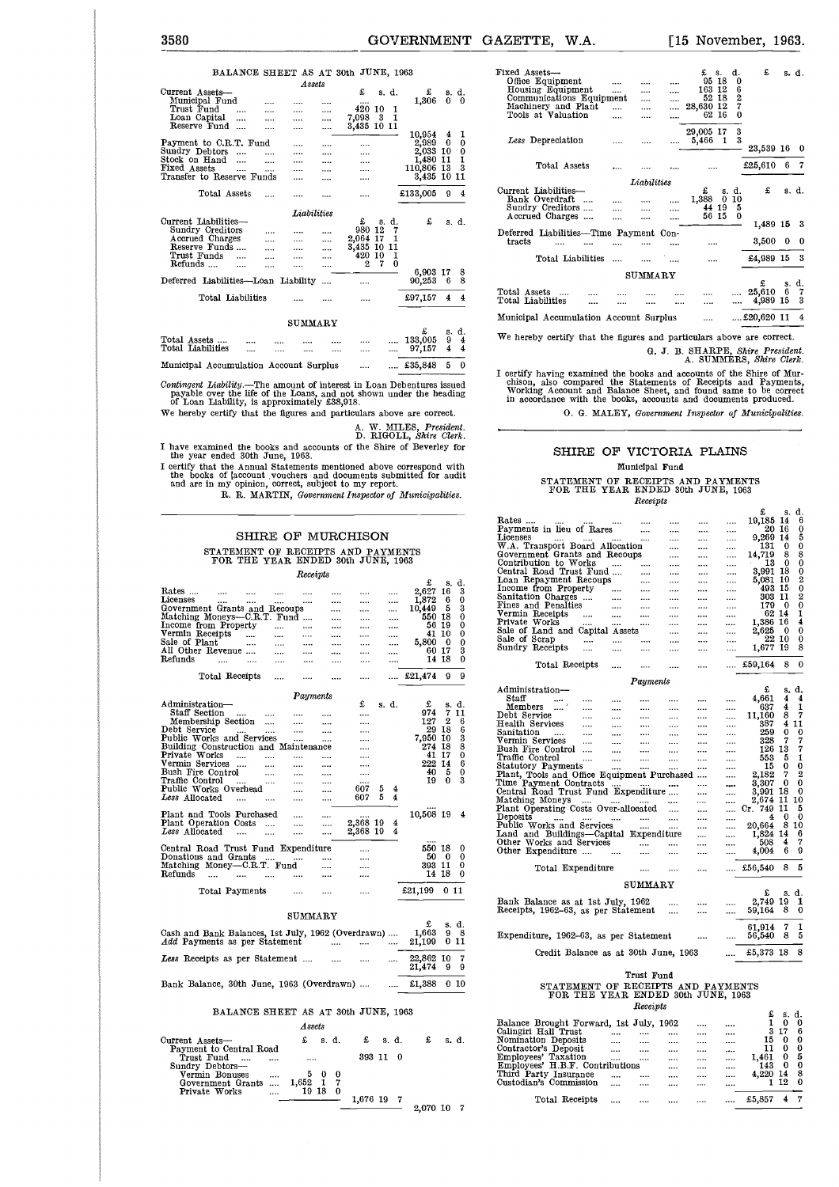BALANCE SHEET AS AT 30th JUNE, 1963

*Assets*

| | £ s. d. | £ s. d. |
|---|---|---|
| Current Assets— | | |
| Municipal Fund | | 1,306 0 0 |
| Trust Fund | 420 10 1 | |
| Loan Capital | 7,098 3 1 | |
| Reserve Fund | 3,435 10 11 | |
| | | 10,954 4 1 |
| Payment to C.R.T. Fund | | 2,989 0 0 |
| Sundry Debtors | | 2,033 10 0 |
| Stock on Hand | | 1,480 11 1 |
| Fixed Assets | | 110,806 13 3 |
| Transfer to Reserve Funds | | 3,435 10 11 |
| Total Assets | | £133,005 9 4 |

*Liabilities*

| | £ s. d. | £ s. d. |
|---|---|---|
| Current Liabilities— | | |
| Sundry Creditors | 980 12 7 | |
| Accrued Charges | 2,064 17 1 | |
| Reserve Funds | 3,435 10 11 | |
| Trust Funds | 420 10 1 | |
| Refunds | 2 7 0 | |
| | | 6,903 17 8 |
| Deferred Liabilities—Loan Liability | | 90,253 6 8 |
| Total Liabilities | | £97,157 4 4 |

SUMMARY

| | £ s. d. |
|---|---|
| Total Assets | 133,005 9 4 |
| Total Liabilities | 97,157 4 4 |
| Municipal Accumulation Account Surplus | £35,848 5 0 |

*Contingent Liability.*—The amount of interest in Loan Debentures issued payable over the life of the Loans, and not shown under the heading of Loan Liability, is approximately £38,918.

We hereby certify that the figures and particulars above are correct.

A. W. MILES, *President.*
D. RIGOLL, *Shire Clerk.*

I have examined the books and accounts of the Shire of Beverley for the year ended 30th June, 1963.

I certify that the Annual Statements mentioned above correspond with the books of account vouchers and documents submitted for audit and are in my opinion, correct, subject to my report.

R. R. MARTIN, *Government Inspector of Municipalities.*

## SHIRE OF MURCHISON

STATEMENT OF RECEIPTS AND PAYMENTS FOR THE YEAR ENDED 30th JUNE, 1963

*Receipts*

| | £ s. d. |
|---|---|
| Rates | 2,627 16 3 |
| Licenses | 1,872 6 0 |
| Government Grants and Recoups | 10,449 5 3 |
| Matching Moneys—C.R.T. Fund | 550 18 0 |
| Income from Property | 56 19 0 |
| Vermin Receipts | 41 10 0 |
| Sale of Plant | 5,800 0 0 |
| All Other Revenue | 60 17 3 |
| Refunds | 14 18 0 |
| Total Receipts | £21,474 9 9 |

*Payments*

| | £ s. d. | £ s. d. |
|---|---|---|
| Administration— | | |
| Staff Section | | 974 7 11 |
| Membership Section | | 127 2 6 |
| Debt Service | | 29 18 6 |
| Public Works and Services | | 7,950 10 3 |
| Building Construction and Maintenance | | 274 18 8 |
| Private Works | | 41 17 0 |
| Vermin Services | | 222 14 6 |
| Bush Fire Control | | 40 5 0 |
| Traffic Control | | 19 0 3 |
| Public Works Overhead | 607 5 4 | |
| *Less* Allocated | 607 5 4 | |
| | | .... |
| Plant and Tools Purchased | | 10,508 19 4 |
| Plant Operation Costs | 2,368 19 4 | |
| *Less* Allocated | 2,368 19 4 | |
| | | .... |
| Central Road Trust Fund Expenditure | | 550 18 0 |
| Donations and Grants | | 50 0 0 |
| Matching Money—C.R.T. Fund | | 393 11 0 |
| Refunds | | 14 18 0 |
| Total Payments | | £21,199 0 11 |

SUMMARY

| | £ s. d. |
|---|---|
| Cash and Bank Balances, 1st July, 1962 (Overdrawn) | 1,663 9 8 |
| *Add* Payments as per Statement | 21,199 0 11 |
| | 22,862 10 7 |
| *Less* Receipts as per Statement | 21,474 9 9 |
| Bank Balance, 30th June, 1963 (Overdrawn) | £1,388 0 10 |

BALANCE SHEET AS AT 30th JUNE, 1963

*Assets*

| | £ s. d. | £ s. d. | £ s. d. |
|---|---|---|---|
| Current Assets— | | | |
| Payment to Central Road Trust Fund | | 393 11 0 | |
| Sundry Debtors— | | | |
| Vermin Bonuses | 5 0 0 | | |
| Government Grants | 1,652 1 7 | | |
| Private Works | 19 18 0 | | |
| | | 1,676 19 7 | |
| | | | 2,070 10 7 |
| Fixed Assets— | | | |
| Office Equipment | 95 18 0 | | |
| Housing Equipment | 163 12 6 | | |
| Communications Equipment | 52 18 2 | | |
| Machinery and Plant | 28,630 12 7 | | |
| Tools at Valuation | 62 16 0 | | |
| | 29,005 17 3 | | |
| *Less* Depreciation | 5,466 1 3 | | |
| | | | 23,539 16 0 |
| Total Assets | | | £25,610 6 7 |

*Liabilities*

| | £ s. d. | £ s. d. |
|---|---|---|
| Current Liabilities— | | |
| Bank Overdraft | 1,388 0 10 | |
| Sundry Creditors | 44 19 5 | |
| Accrued Charges | 56 15 0 | |
| | | 1,489 15 3 |
| Deferred Liabilities—Time Payment Contracts | | 3,500 0 0 |
| Total Liabilities | | £4,989 15 3 |

SUMMARY

| | £ s. d. |
|---|---|
| Total Assets | 25,610 6 7 |
| Total Liabilities | 4,989 15 3 |
| Municipal Accumulation Account Surplus | £20,620 11 4 |

We hereby certify that the figures and particulars above are correct.

G. J. B. SHARPE, *Shire President.*
A. SUMMERS, *Shire Clerk.*

I certify having examined the books and accounts of the Shire of Murchison, also compared the Statements of Receipts and Payments, Working Account and Balance Sheet, and found same to be correct in accordance with the books, accounts and documents produced.

O. G. MALEY, *Government Inspector of Municipalities.*

## SHIRE OF VICTORIA PLAINS

Municipal Fund

STATEMENT OF RECEIPTS AND PAYMENTS FOR THE YEAR ENDED 30th JUNE, 1963

*Receipts*

| | £ s. d. |
|---|---|
| Rates | 19,185 14 6 |
| Payments in lieu of Rates | 20 16 0 |
| Licenses | 9,269 14 5 |
| W.A. Transport Board Allocation | 131 0 0 |
| Government Grants and Recoups | 14,719 8 8 |
| Contribution to Works | 13 0 0 |
| Central Road Trust Fund | 3,991 18 0 |
| Loan Repayment Recoups | 5,081 10 2 |
| Income from Property | 493 15 0 |
| Sanitation Charges | 303 11 2 |
| Fines and Penalties | 179 0 0 |
| Vermin Receipts | 62 14 1 |
| Private Works | 1,386 16 4 |
| Sale of Land and Capital Assets | 2,626 0 0 |
| Sale of Scrap | 22 10 0 |
| Sundry Receipts | 1,677 19 8 |
| Total Receipts | £59,164 8 0 |

*Payments*

| | £ s. d. |
|---|---|
| Administration— | |
| Staff | 4,661 4 4 |
| Members | 637 4 1 |
| Debt Service | 11,160 8 7 |
| Health Services | 387 4 11 |
| Sanitation | 259 0 0 |
| Vermin Services | 328 7 7 |
| Bush Fire Control | 126 13 7 |
| Traffic Control | 553 5 1 |
| Statutory Payments | 15 0 0 |
| Plant, Tools and Office Equipment Purchased | 2,182 7 2 |
| Time Payment Contracts | 3,307 0 0 |
| Central Road Trust Fund Expenditure | 3,991 18 0 |
| Matching Moneys | 2,674 11 10 |
| Plant Operating Costs Over-allocated | Cr. 749 11 5 |
| Deposits | 4 0 0 |
| Public Works and Services | 20,664 8 10 |
| Land and Buildings—Capital Expenditure | 1,824 14 6 |
| Other Works and Services | 508 4 7 |
| Other Expenditure | 4,004 6 9 |
| Total Expenditure | £56,540 8 5 |

SUMMARY

| | £ s. d. |
|---|---|
| Bank Balance as at 1st July, 1962 | 2,749 19 1 |
| Receipts, 1962-63, as per Statement | 59,164 8 0 |
| | 61,914 7 1 |
| Expenditure, 1962-63, as per Statement | 56,540 8 5 |
| Credit Balance as at 30th June, 1963 | £5,373 18 8 |

Trust Fund

STATEMENT OF RECEIPTS AND PAYMENTS FOR THE YEAR ENDED 30th JUNE, 1963

*Receipts*

| | £ s. d. |
|---|---|
| Balance Brought Forward, 1st July, 1962 | 1 0 0 |
| Calingiri Hall Trust | 3 17 6 |
| Nomination Deposits | 15 0 0 |
| Contractor's Deposit | 11 0 0 |
| Employees' Taxation | 1,461 0 5 |
| Employees' H.B.F. Contributions | 143 0 0 |
| Third Party Insurance | 4,220 14 8 |
| Custodian's Commission | 1 12 0 |
| Total Receipts | £5,857 4 7 |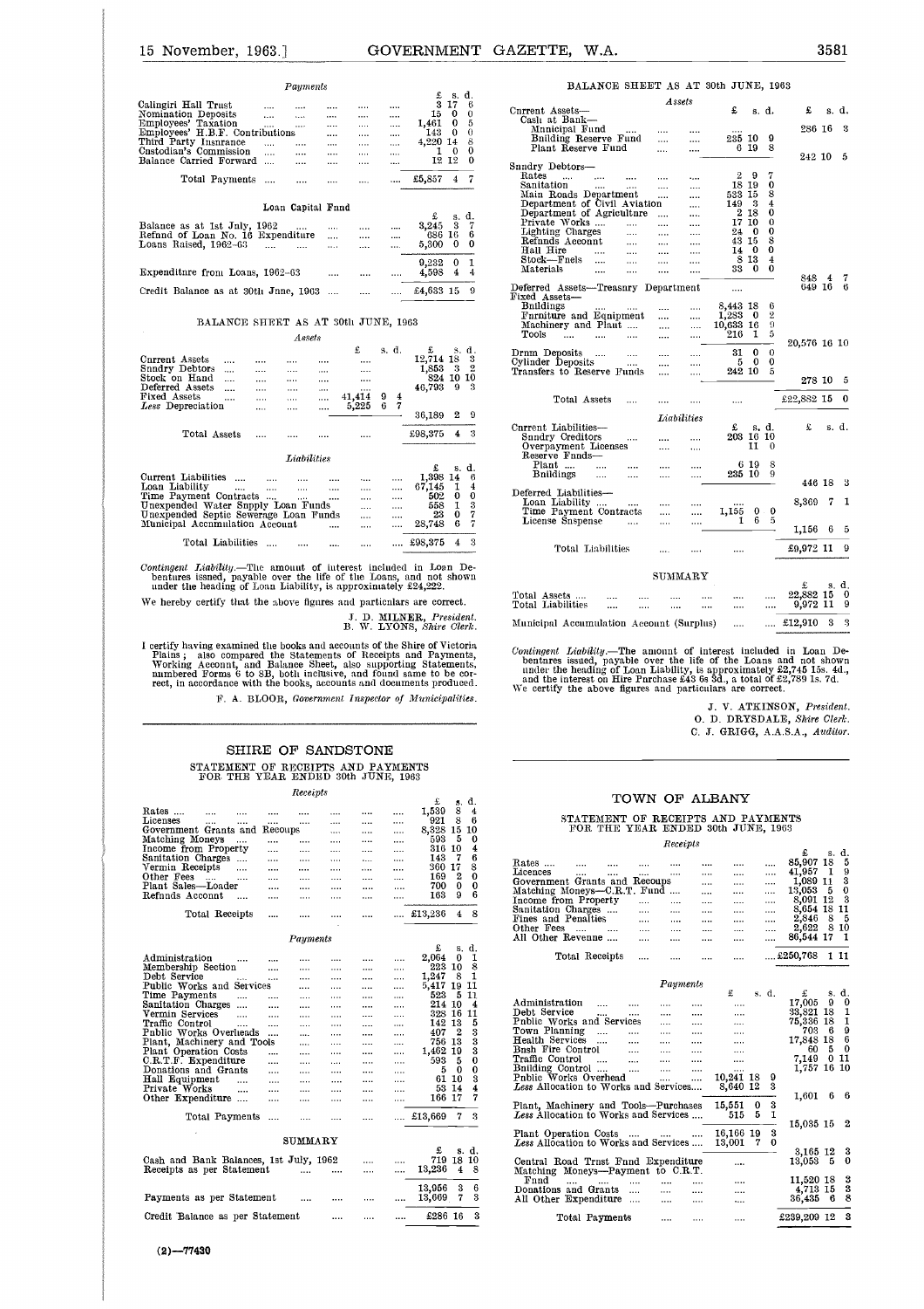*Payments*

| | £ | s. | d. |
|---|---|---|---|
| Calingiri Hall Trust | 3 | 17 | 6 |
| Nomination Deposits | 15 | 0 | 0 |
| Employees' Taxation | 1,461 | 0 | 5 |
| Employees' H.B.F. Contributions | 143 | 0 | 0 |
| Third Party Insurance | 4,220 | 14 | 8 |
| Custodian's Commission | 1 | 0 | 0 |
| Balance Carried Forward | 12 | 12 | 0 |
| Total Payments | £5,857 | 4 | 7 |

Loan Capital Fund

| | £ | s. | d. |
|---|---|---|---|
| Balance as at 1st July, 1962 | 3,245 | 3 | 7 |
| Refund of Loan No. 16 Expenditure | 686 | 16 | 6 |
| Loans Raised, 1962-63 | 5,300 | 0 | 0 |
| | 9,232 | 0 | 1 |
| Expenditure from Loans, 1962-63 | 4,598 | 4 | 4 |
| Credit Balance as at 30th June, 1963 | £4,633 | 15 | 9 |

BALANCE SHEET AS AT 30th JUNE, 1963

*Assets*

| | £ s. d. | £ s. d. |
|---|---|---|
| Current Assets | | 12,714 18 3 |
| Sundry Debtors | | 1,853 3 2 |
| Stock on Hand | | 824 10 10 |
| Deferred Assets | | 46,793 9 3 |
| Fixed Assets | 41,414 9 4 | |
| *Less* Depreciation | 5,225 6 7 | |
| | | 36,189 2 9 |
| Total Assets | | £98,375 4 3 |

*Liabilities*

| | £ | s. | d. |
|---|---|---|---|
| Current Liabilities | 1,398 | 14 | 6 |
| Loan Liability | 67,145 | 1 | 4 |
| Time Payment Contracts | 502 | 0 | 0 |
| Unexpended Water Supply Loan Funds | 558 | 1 | 3 |
| Unexpended Septic Sewerage Loan Funds | 23 | 0 | 7 |
| Municipal Accumulation Account | 28,748 | 6 | 7 |
| Total Liabilities | £98,375 | 4 | 3 |

*Contingent Liability.*—The amount of interest included in Loan Debentures issued, payable over the life of the Loans, and not shown under the heading of Loan Liability, is approximately £24,222.

We hereby certify that the above figures and particulars are correct.

J. D. MILNER, *President.*
B. W. LYONS, *Shire Clerk.*

I certify having examined the books and accounts of the Shire of Victoria Plains; also compared the Statements of Receipts and Payments, Working Account, and Balance Sheet, also supporting Statements, numbered Forms 6 to 8B, both inclusive, and found same to be correct, in accordance with the books, accounts and documents produced.

F. A. BLOOR, *Government Inspector of Municipalities.*

## SHIRE OF SANDSTONE

### STATEMENT OF RECEIPTS AND PAYMENTS FOR THE YEAR ENDED 30th JUNE, 1963

*Receipts*

| | £ | s. | d. |
|---|---|---|---|
| Rates | 1,539 | 8 | 4 |
| Licenses | 921 | 8 | 6 |
| Government Grants and Recoups | 8,328 | 15 | 10 |
| Matching Moneys | 593 | 5 | 0 |
| Income from Property | 316 | 10 | 4 |
| Sanitation Charges | 143 | 7 | 6 |
| Vermin Receipts | 360 | 17 | 8 |
| Other Fees | 169 | 2 | 0 |
| Plant Sales—Loader | 700 | 0 | 0 |
| Refunds Account | 163 | 9 | 6 |
| Total Receipts | £13,236 | 4 | 8 |

*Payments*

| | £ | s. | d. |
|---|---|---|---|
| Administration | 2,064 | 0 | 1 |
| Membership Section | 223 | 10 | 8 |
| Debt Service | 1,247 | 8 | 1 |
| Public Works and Services | 5,417 | 19 | 11 |
| Time Payments | 523 | 5 | 11 |
| Sanitation Charges | 214 | 10 | 4 |
| Vermin Services | 328 | 16 | 11 |
| Traffic Control | 142 | 13 | 5 |
| Public Works Overheads | 407 | 2 | 3 |
| Plant, Machinery and Tools | 756 | 13 | 3 |
| Plant Operation Costs | 1,402 | 19 | 3 |
| C.R.T.F. Expenditure | 593 | 5 | 0 |
| Donations and Grants | 5 | 0 | 0 |
| Hall Equipment | 61 | 10 | 3 |
| Private Works | 53 | 14 | 4 |
| Other Expenditure | 166 | 17 | 7 |
| Total Payments | £13,669 | 7 | 3 |

SUMMARY

| | £ | s. | d. |
|---|---|---|---|
| Cash and Bank Balances, 1st July, 1962 | 719 | 18 | 10 |
| Receipts as per Statement | 13,236 | 4 | 8 |
| | 13,956 | 3 | 6 |
| Payments as per Statement | 13,669 | 7 | 3 |
| Credit Balance as per Statement | £286 | 16 | 3 |

BALANCE SHEET AS AT 30th JUNE, 1963

*Assets*

| | £ s. d. | £ s. d. |
|---|---|---|
| Current Assets— | | |
| Cash at Bank— | | |
| Municipal Fund | | 286 16 3 |
| Building Reserve Fund | 235 10 9 | |
| Plant Reserve Fund | 6 19 8 | |
| | | 242 10 5 |
| Sundry Debtors— | | |
| Rates | 2 9 7 | |
| Sanitation | 18 19 0 | |
| Main Roads Department | 533 15 8 | |
| Department of Civil Aviation | 149 3 4 | |
| Department of Agriculture | 2 18 0 | |
| Private Works | 17 10 0 | |
| Lighting Charges | 24 0 0 | |
| Refunds Account | 43 15 8 | |
| Hall Hire | 14 0 0 | |
| Stock—Fuels | 8 13 4 | |
| Materials | 33 0 0 | |
| | | 848 4 7 |
| Deferred Assets—Treasury Department | | 649 16 6 |
| Fixed Assets— | | |
| Buildings | 8,443 18 6 | |
| Furniture and Equipment | 1,283 0 2 | |
| Machinery and Plant | 10,633 16 9 | |
| Tools | 216 1 5 | |
| | | 20,576 16 10 |
| Drum Deposits | 31 0 0 | |
| Cylinder Deposits | 5 0 0 | |
| Transfers to Reserve Funds | 242 10 5 | |
| | | 278 10 5 |
| Total Assets | | £22,882 15 0 |

*Liabilities*

| | £ s. d. | £ s. d. |
|---|---|---|
| Current Liabilities— | | |
| Sundry Creditors | 203 16 10 | |
| Overpayment Licenses | 11 0 | |
| Reserve Funds— | | |
| Plant | 6 19 8 | |
| Buildings | 235 10 9 | |
| | | 446 18 3 |
| Deferred Liabilities— | | |
| Loan Liability | | 8,369 7 1 |
| Time Payment Contracts | 1,155 0 0 | |
| License Suspense | 1 6 5 | |
| | | 1,156 6 5 |
| Total Liabilities | | £9,972 11 9 |

SUMMARY

| | £ | s. | d. |
|---|---|---|---|
| Total Assets | 22,882 | 15 | 0 |
| Total Liabilities | 9,972 | 11 | 9 |
| Municipal Accumulation Account (Surplus) | £12,910 | 3 | 3 |

*Contingent Liability.*—The amount of interest included in Loan Debentures issued, payable over the life of the Loans and not shown under the heading of Loan Liability, is approximately £2,745 15s. 4d., and the interest on Hire Purchase £43 6s 3d., a total of £2,789 1s. 7d.

We certify the above figures and particulars are correct.

J. V. ATKINSON, *President.*
O. D. DRYSDALE, *Shire Clerk.*
C. J. GRIGG, A.A.S.A., *Auditor.*

## TOWN OF ALBANY

### STATEMENT OF RECEIPTS AND PAYMENTS FOR THE YEAR ENDED 30th JUNE, 1963

*Receipts*

| | £ | s. | d. |
|---|---|---|---|
| Rates | 85,907 | 18 | 5 |
| Licences | 41,957 | 1 | 9 |
| Government Grants and Recoups | 1,089 | 11 | 3 |
| Matching Moneys—C.R.T. Fund | 13,053 | 5 | 0 |
| Income from Property | 8,091 | 12 | 3 |
| Sanitation Charges | 8,654 | 18 | 11 |
| Fines and Penalties | 2,846 | 8 | 5 |
| Other Fees | 2,622 | 8 | 10 |
| All Other Revenue | 86,544 | 17 | 1 |
| Total Receipts | £250,768 | 1 | 11 |

*Payments*

| | £ s. d. | £ s. d. |
|---|---|---|
| Administration | | 17,005 9 0 |
| Debt Service | | 33,321 18 1 |
| Public Works and Services | | 75,336 18 1 |
| Town Planning | | 703 6 9 |
| Health Services | | 17,848 18 6 |
| Bush Fire Control | | 60 5 0 |
| Traffic Control | | 7,149 0 11 |
| Building Control | | 1,757 16 10 |
| Public Works Overhead | 10,241 18 9 | |
| *Less* Allocation to Works and Services | 8,640 12 3 | |
| | | 1,601 6 6 |
| Plant, Machinery and Tools—Purchases | 15,551 0 3 | |
| *Less* Allocation to Works and Services | 515 5 1 | |
| | | 15,035 15 2 |
| Plant Operation Costs | 16,166 19 3 | |
| *Less* Allocation to Works and Services | 13,001 7 0 | |
| | | 3,165 12 3 |
| Central Road Trust Fund Expenditure | | 13,053 5 0 |
| Matching Moneys—Payment to C.R.T. Fund | | 11,520 18 3 |
| Donations and Grants | | 4,713 15 3 |
| All Other Expenditure | | 36,435 6 8 |
| Total Payments | | £239,209 12 3 |

(2)—77430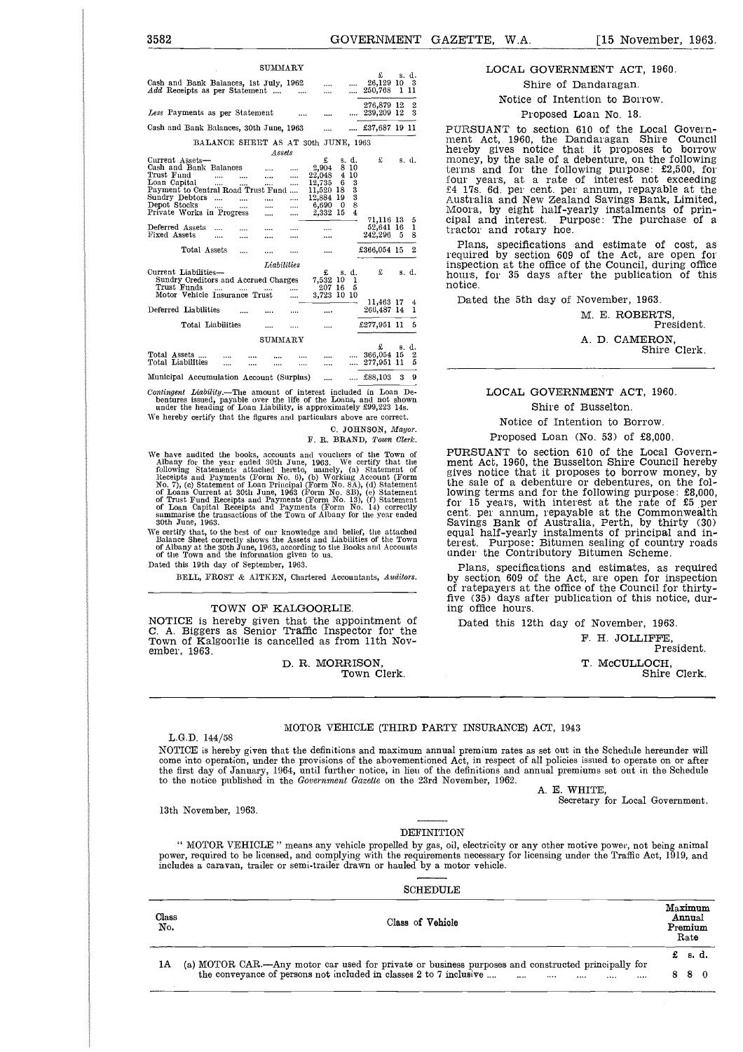SUMMARY

| | £ s. d. |
|---|---|
| Cash and Bank Balances, 1st July, 1962 | 26,129 10 3 |
| *Add* Receipts as per Statement | 250,768 1 11 |
| | 276,879 12 2 |
| *Less* Payments as per Statement | 239,209 12 3 |
| Cash and Bank Balances, 30th June, 1963 | £37,687 19 11 |

BALANCE SHEET AS AT 30TH JUNE, 1963

*Assets*

| | £ s. d. | £ s. d. |
|---|---|---|
| Current Assets— | | |
| Cash and Bank Balances | 2,904 8 10 | |
| Trust Fund | 22,048 4 10 | |
| Loan Capital | 12,735 6 3 | |
| Payment to Central Road Trust Fund | 11,520 18 3 | |
| Sundry Debtors | 12,884 19 3 | |
| Depot Stocks | 6,690 0 8 | |
| Private Works in Progress | 2,332 15 4 | |
| | | 71,116 13 5 |
| Deferred Assets | | 52,641 16 1 |
| Fixed Assets | | 242,296 5 8 |
| Total Assets | | £366,054 15 2 |

*Liabilities*

| | £ s. d. | £ s. d. |
|---|---|---|
| Current Liabilities— | | |
| Sundry Creditors and Accrued Charges | 7,532 10 1 | |
| Trust Funds | 207 16 5 | |
| Motor Vehicle Insurance Trust | 3,723 10 10 | |
| | | 11,463 17 4 |
| Deferred Liabilities | | 266,487 14 1 |
| Total Liabilities | | £277,951 11 5 |

SUMMARY

| | £ s. d. |
|---|---|
| Total Assets | 366,054 15 2 |
| Total Liabilities | 277,951 11 5 |
| Municipal Accumulation Account (Surplus) | £88,103 3 9 |

*Contingent Liability*.—The amount of interest included in Loan Debentures issued, payable over the life of the Loans, and not shown under the heading of Loan Liability, is approximately £99,223 14s.

We hereby certify that the figures and particulars above are correct.

C. JOHNSON, *Mayor*.
F. R. BRAND, *Town Clerk*.

We have audited the books, accounts and vouchers of the Town of Albany for the year ended 30th June, 1963. We certify that the following Statements attached hereto, namely, (a) Statement of Receipts and Payments (Form No. 6), (b) Working Account (Form No. 7), (c) Statement of Loan Principal (Form No. 8A), (d) Statement of Loans Current at 30th June, 1963 (Form No. 8B), (e) Statement of Trust Fund Receipts and Payments (Form No. 13), (f) Statement of Loan Capital Receipts and Payments (Form No. 14) correctly summarise the transactions of the Town of Albany for the year ended 30th June, 1963.

We certify that, to the best of our knowledge and belief, the attached Balance Sheet correctly shows the Assets and Liabilities of the Town of Albany at the 30th June, 1963, according to the Books and Accounts of the Town and the information given to us.

Dated this 19th day of September, 1963.

BELL, FROST & AITKEN, Chartered Accountants, *Auditors*.

---

## TOWN OF KALGOORLIE.

NOTICE is hereby given that the appointment of C. A. Biggers as Senior Traffic Inspector for the Town of Kalgoorlie is cancelled as from 11th November, 1963.

D. R. MORRISON,
Town Clerk.

---

## LOCAL GOVERNMENT ACT, 1960.

Shire of Dandaragan.

Notice of Intention to Borrow.

Proposed Loan No. 18.

PURSUANT to section 610 of the Local Government Act, 1960, the Dandaragan Shire Council hereby gives notice that it proposes to borrow money, by the sale of a debenture, on the following terms and for the following purpose: £2,500, for four years, at a rate of interest not exceeding £4 17s. 6d. per cent. per annum, repayable at the Australia and New Zealand Savings Bank, Limited, Moora, by eight half-yearly instalments of principal and interest. Purpose: The purchase of a tractor and rotary hoe.

Plans, specifications and estimate of cost, as required by section 609 of the Act, are open for inspection at the office of the Council, during office hours, for 35 days after the publication of this notice.

Dated the 5th day of November, 1963.

M. E. ROBERTS,
President.

A. D. CAMERON,
Shire Clerk.

---

## LOCAL GOVERNMENT ACT, 1960.

Shire of Busselton.

Notice of Intention to Borrow.

Proposed Loan (No. 53) of £8,000.

PURSUANT to section 610 of the Local Government Act, 1960, the Busselton Shire Council hereby gives notice that it proposes to borrow money, by the sale of a debenture or debentures, on the following terms and for the following purpose: £8,000, for 15 years, with interest at the rate of £5 per cent. per annum, repayable at the Commonwealth Savings Bank of Australia, Perth, by thirty (30) equal half-yearly instalments of principal and interest. Purpose: Bitumen sealing of country roads under the Contributory Bitumen Scheme.

Plans, specifications and estimates, as required by section 609 of the Act, are open for inspection of ratepayers at the office of the Council for thirty-five (35) days after publication of this notice, during office hours.

Dated this 12th day of November, 1963.

F. H. JOLLIFFE,
President.

T. McCULLOCH,
Shire Clerk.

---

## MOTOR VEHICLE (THIRD PARTY INSURANCE) ACT, 1943

L.G.D. 144/58

NOTICE is hereby given that the definitions and maximum annual premium rates as set out in the Schedule hereunder will come into operation, under the provisions of the abovementioned Act, in respect of all policies issued to operate on or after the first day of January, 1964, until further notice, in lieu of the definitions and annual premiums set out in the Schedule to the notice published in the *Government Gazette* on the 23rd November, 1962.

A. E. WHITE,
Secretary for Local Government.

13th November, 1963.

DEFINITION

" MOTOR VEHICLE " means any vehicle propelled by gas, oil, electricity or any other motive power, not being animal power, required to be licensed, and complying with the requirements necessary for licensing under the Traffic Act, 1919, and includes a caravan, trailer or semi-trailer drawn or hauled by a motor vehicle.

SCHEDULE

| Class No. | Class of Vehicle | Maximum Annual Premium Rate |
|---|---|---|
| | | £ s. d. |
| 1A | (a) MOTOR CAR.—Any motor car used for private or business purposes and constructed principally for the conveyance of persons not included in classes 2 to 7 inclusive | 8 8 0 |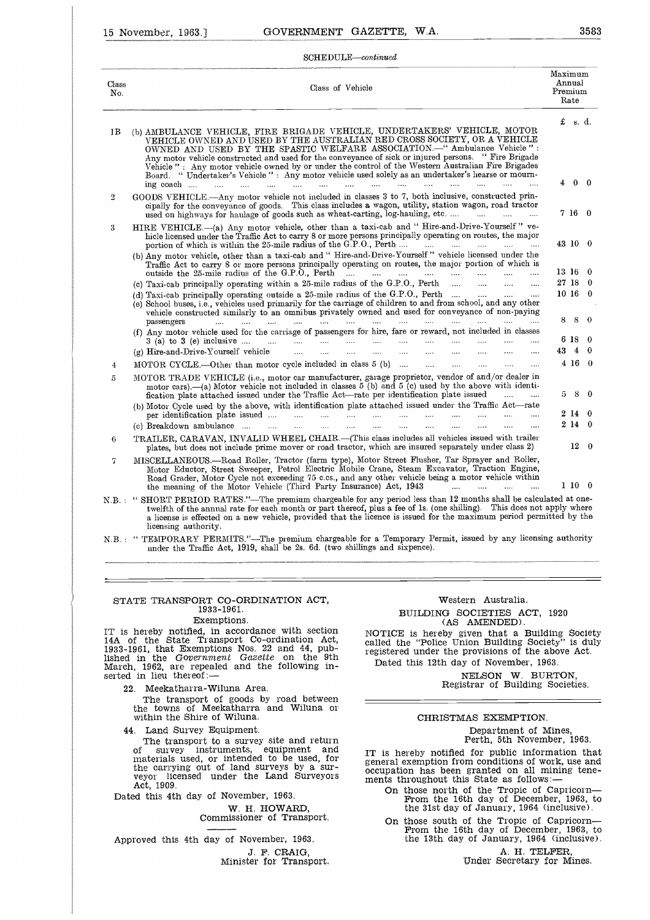SCHEDULE—*continued*

| Class No. | Class of Vehicle | Maximum Annual Premium Rate |
|---|---|---|
| | | £ s. d. |
| 1B | (b) AMBULANCE VEHICLE, FIRE BRIGADE VEHICLE, UNDERTAKERS' VEHICLE, MOTOR VEHICLE OWNED AND USED BY THE AUSTRALIAN RED CROSS SOCIETY, OR A VEHICLE OWNED AND USED BY THE SPASTIC WELFARE ASSOCIATION.—" Ambulance Vehicle " : Any motor vehicle constructed and used for the conveyance of sick or injured persons. " Fire Brigade Vehicle " : Any motor vehicle owned by or under the control of the Western Australian Fire Brigades Board. " Undertaker's Vehicle " : Any motor vehicle used solely as an undertaker's hearse or mourning coach | 4 0 0 |
| 2 | GOODS VEHICLE.—Any motor vehicle not included in classes 3 to 7, both inclusive, constructed principally for the conveyance of goods. This class includes a wagon, utility, station wagon, road tractor used on highways for haulage of goods such as wheat-carting, log-hauling, etc. | 7 16 0 |
| 3 | HIRE VEHICLE.—(a) Any motor vehicle, other than a taxi-cab and " Hire-and-Drive-Yourself " vehicle licensed under the Traffic Act to carry 8 or more persons principally operating on routes, the major portion of which is within the 25-mile radius of the G.P.O., Perth | 43 10 0 |
| | (b) Any motor vehicle, other than a taxi-cab and " Hire-and-Drive-Yourself " vehicle licensed under the Traffic Act to carry 8 or more persons principally operating on routes, the major portion of which is outside the 25-mile radius of the G.P.O., Perth | 13 16 0 |
| | (c) Taxi-cab principally operating within a 25-mile radius of the G.P.O., Perth | 27 18 0 |
| | (d) Taxi-cab principally operating outside a 25-mile radius of the G.P.O., Perth | 10 16 0 |
| | (e) School buses, i.e., vehicles used primarily for the carriage of children to and from school, and any other vehicle constructed similarly to an omnibus privately owned and used for conveyance of non-paying passengers | 8 8 0 |
| | (f) Any motor vehicle used for the carriage of passengers for hire, fare or reward, not included in classes 3 (a) to 3 (e) inclusive | 6 18 0 |
| | (g) Hire-and-Drive-Yourself vehicle | 43 4 0 |
| 4 | MOTOR CYCLE.—Other than motor cycle included in class 5 (b) | 4 16 0 |
| 5 | MOTOR TRADE VEHICLE (i.e., motor car manufacturer, garage proprietor, vendor of and/or dealer in motor cars).—(a) Motor vehicle not included in classes 5 (b) and 5 (c) used by the above with identification plate attached issued under the Traffic Act—rate per identification plate issued | 5 8 0 |
| | (b) Motor Cycle used by the above, with identification plate attached issued under the Traffic Act—rate per identification plate issued | 2 14 0 |
| | (c) Breakdown ambulance | 2 14 0 |
| 6 | TRAILER, CARAVAN, INVALID WHEEL CHAIR.—(This class includes all vehicles issued with trailer plates, but does not include prime mover or road tractor, which are insured separately under class 2) | 12 0 |
| 7 | MISCELLANEOUS.—Road Roller, Tractor (farm type), Motor Street Flusher, Tar Sprayer and Roller, Motor Eductor, Street Sweeper, Petrol Electric Mobile Crane, Steam Excavator, Traction Engine, Road Grader, Motor Cycle not exceeding 75 c.cs., and any other vehicle being a motor vehicle within the meaning of the Motor Vehicle (Third Party Insurance) Act, 1943 | 1 10 0 |

N.B. : " SHORT PERIOD RATES."—The premium chargeable for any period less than 12 months shall be calculated at one-twelfth of the annual rate for each month or part thereof, plus a fee of 1s. (one shilling). This does not apply where a license is effected on a new vehicle, provided that the licence is issued for the maximum period permitted by the licensing authority.

N.B. : " TEMPORARY PERMITS."—The premium chargeable for a Temporary Permit, issued by any licensing authority under the Traffic Act, 1919, shall be 2s. 6d. (two shillings and sixpence).

---

## STATE TRANSPORT CO-ORDINATION ACT, 1933-1961.

### Exemptions.

IT is hereby notified, in accordance with section 14A of the State Transport Co-ordination Act, 1933-1961, that Exemptions Nos. 22 and 44, published in the *Government Gazette* on the 9th March, 1962, are repealed and the following inserted in lieu thereof:—

22. Meekatharra-Wiluna Area.

The transport of goods by road between the towns of Meekatharra and Wiluna or within the Shire of Wiluna.

44. Land Survey Equipment.

The transport to a survey site and return of survey instruments, equipment and materials used, or intended to be used, for the carrying out of land surveys by a surveyor licensed under the Land Surveyors Act, 1909.

Dated this 4th day of November, 1963.

W. H. HOWARD,
Commissioner of Transport.

Approved this 4th day of November, 1963.

J. F. CRAIG,
Minister for Transport.

---

Western Australia.

## BUILDING SOCIETIES ACT, 1920 (AS AMENDED).

NOTICE is hereby given that a Building Society called the "Police Union Building Society" is duly registered under the provisions of the above Act.

Dated this 12th day of November, 1963.

NELSON W. BURTON,
Registrar of Building Societies.

---

## CHRISTMAS EXEMPTION.

Department of Mines,
Perth, 5th November, 1963.

IT is hereby notified for public information that general exemption from conditions of work, use and occupation has been granted on all mining tenements throughout this State as follows:—

On those north of the Tropic of Capricorn—From the 16th day of December, 1963, to the 31st day of January, 1964 (inclusive).

On those south of the Tropic of Capricorn—From the 16th day of December, 1963, to the 13th day of January, 1964 (inclusive).

A. H. TELFER,
Under Secretary for Mines.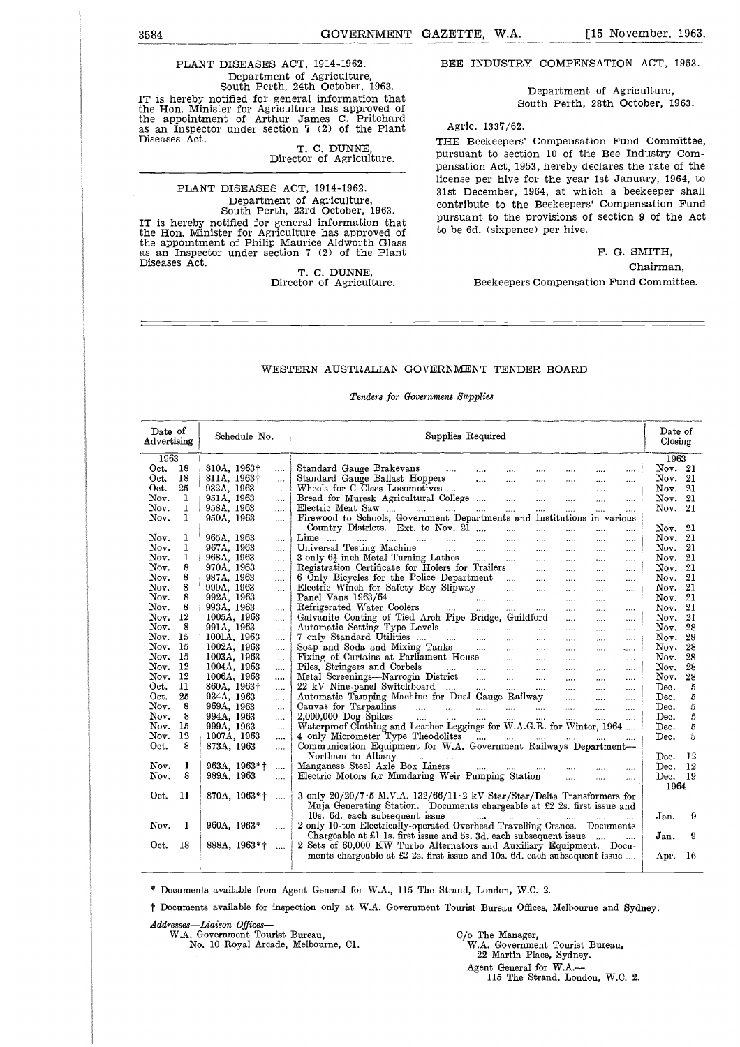PLANT DISEASES ACT, 1914-1962.

Department of Agriculture,
South Perth, 24th October, 1963.

IT is hereby notified for general information that the Hon. Minister for Agriculture has approved of the appointment of Arthur James C. Pritchard as an Inspector under section 7 (2) of the Plant Diseases Act.

T. C. DUNNE,
Director of Agriculture.

---

PLANT DISEASES ACT, 1914-1962.

Department of Agriculture,
South Perth, 23rd October, 1963.

IT is hereby notified for general information that the Hon. Minister for Agriculture has approved of the appointment of Philip Maurice Aldworth Glass as an Inspector under section 7 (2) of the Plant Diseases Act.

T. C. DUNNE,
Director of Agriculture.

---

BEE INDUSTRY COMPENSATION ACT, 1953.

Department of Agriculture,
South Perth, 28th October, 1963.

Agric. 1337/62.

THE Beekeepers' Compensation Fund Committee, pursuant to section 10 of the Bee Industry Compensation Act, 1953, hereby declares the rate of the license per hive for the year 1st January, 1964, to 31st December, 1964, at which a beekeeper shall contribute to the Beekeepers' Compensation Fund pursuant to the provisions of section 9 of the Act to be 6d. (sixpence) per hive.

F. G. SMITH,
Chairman,
Beekeepers Compensation Fund Committee.

---

## WESTERN AUSTRALIAN GOVERNMENT TENDER BOARD

*Tenders for Government Supplies*

| Date of Advertising | Schedule No. | Supplies Required | Date of Closing |
|---|---|---|---|
| 1963 | | | 1963 |
| Oct. 18 | 810A, 1963† | Standard Gauge Brakevans | Nov. 21 |
| Oct. 18 | 811A, 1963† | Standard Gauge Ballast Hoppers | Nov. 21 |
| Oct. 25 | 932A, 1963 | Wheels for C Class Locomotives | Nov. 21 |
| Nov. 1 | 951A, 1963 | Bread for Muresk Agricultural College | Nov. 21 |
| Nov. 1 | 958A, 1963 | Electric Meat Saw | Nov. 21 |
| Nov. 1 | 950A, 1963 | Firewood to Schools, Government Departments and Institutions in various Country Districts. Ext. to Nov. 21 | Nov. 21 |
| Nov. 1 | 965A, 1963 | Lime | Nov. 21 |
| Nov. 1 | 967A, 1963 | Universal Testing Machine | Nov. 21 |
| Nov. 1 | 968A, 1963 | 3 only 6½ inch Metal Turning Lathes | Nov. 21 |
| Nov. 8 | 970A, 1963 | Registration Certificate for Holers for Trailers | Nov. 21 |
| Nov. 8 | 987A, 1963 | 6 Only Bicycles for the Police Department | Nov. 21 |
| Nov. 8 | 990A, 1963 | Electric Winch for Safety Bay Slipway | Nov. 21 |
| Nov. 8 | 992A, 1963 | Panel Vans 1963/64 | Nov. 21 |
| Nov. 8 | 993A, 1963 | Refrigerated Water Coolers | Nov. 21 |
| Nov. 12 | 1005A, 1963 | Galvanite Coating of Tied Arch Pipe Bridge, Guildford | Nov. 21 |
| Nov. 8 | 991A, 1963 | Automatic Setting Type Levels | Nov. 28 |
| Nov. 15 | 1001A, 1963 | 7 only Standard Utilities | Nov. 28 |
| Nov. 15 | 1002A, 1963 | Soap and Soda and Mixing Tanks | Nov. 28 |
| Nov. 15 | 1003A, 1963 | Fixing of Curtains at Parliament House | Nov. 28 |
| Nov. 12 | 1004A, 1963 | Piles, Stringers and Corbels | Nov. 28 |
| Nov. 12 | 1006A, 1963 | Metal Screenings—Narrogin District | Nov. 28 |
| Oct. 11 | 860A, 1963† | 22 kV Nine-panel Switchboard | Dec. 5 |
| Oct. 25 | 934A, 1963 | Automatic Tamping Machine for Dual Gauge Railway | Dec. 5 |
| Nov. 8 | 969A, 1963 | Canvas for Tarpaulins | Dec. 5 |
| Nov. 8 | 994A, 1963 | 2,000,000 Dog Spikes | Dec. 5 |
| Nov. 15 | 999A, 1963 | Waterproof Clothing and Leather Leggings for W.A.G.R. for Winter, 1964 | Dec. 5 |
| Nov. 12 | 1007A, 1963 | 4 only Micrometer Type Theodolites | Dec. 5 |
| Oct. 8 | 873A, 1963 | Communication Equipment for W.A. Government Railways Department—Northam to Albany | Dec. 12 |
| Nov. 1 | 963A, 1963*† | Manganese Steel Axle Box Liners | Dec. 12 |
| Nov. 8 | 989A, 1963 | Electric Motors for Mundaring Weir Pumping Station | Dec. 19 |
| | | | 1964 |
| Oct. 11 | 870A, 1963*† | 3 only 20/20/7·5 M.V.A. 132/66/11·2 kV Star/Star/Delta Transformers for Muja Generating Station. Documents chargeable at £2 2s. first issue and 10s. 6d. each subsequent issue | Jan. 9 |
| Nov. 1 | 960A, 1963* | 2 only 10-ton Electrically-operated Overhead Travelling Cranes. Documents Chargeable at £1 1s. first issue and 5s. 3d. each subsequent issue | Jan. 9 |
| Oct. 18 | 888A, 1963*† | 2 Sets of 60,000 KW Turbo Alternators and Auxiliary Equipment. Documents chargeable at £2 2s. first issue and 10s. 6d. each subsequent issue | Apr. 16 |

\* Documents available from Agent General for W.A., 115 The Strand, London, W.C. 2.

† Documents available for inspection only at W.A. Government Tourist Bureau Offices, Melbourne and Sydney.

*Addresses—Liaison Offices—*

W.A. Government Tourist Bureau,
No. 10 Royal Arcade, Melbourne, C1.

C/o The Manager,
W.A. Government Tourist Bureau,
22 Martin Place, Sydney.

Agent General for W.A.—
115 The Strand, London, W.C. 2.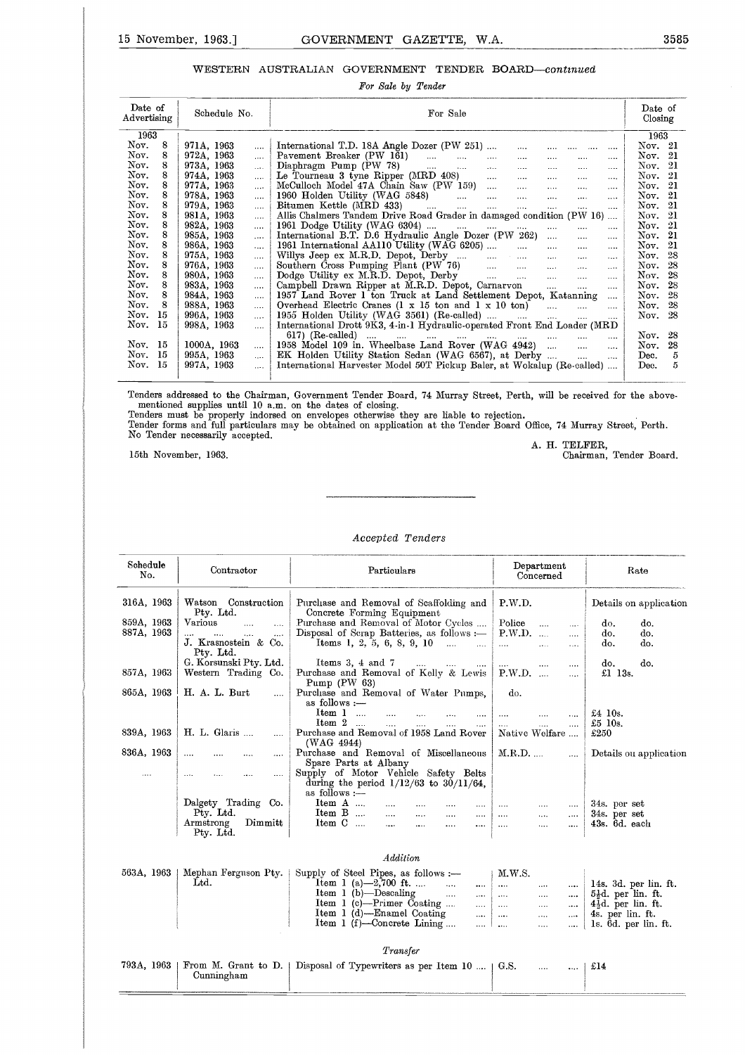## WESTERN AUSTRALIAN GOVERNMENT TENDER BOARD—*continued*

*For Sale by Tender*

| Date of Advertising | Schedule No. | For Sale | Date of Closing |
|---|---|---|---|
| 1963 | | | 1963 |
| Nov. 8 | 971A, 1963 | International T.D. 18A Angle Dozer (PW 251) | Nov. 21 |
| Nov. 8 | 972A, 1963 | Pavement Breaker (PW 161) | Nov. 21 |
| Nov. 8 | 973A, 1963 | Diaphragm Pump (PW 78) | Nov. 21 |
| Nov. 8 | 974A, 1963 | Le Tourneau 3 tyne Ripper (MRD 408) | Nov. 21 |
| Nov. 8 | 977A, 1963 | McCulloch Model 47A Chain Saw (PW 159) | Nov. 21 |
| Nov. 8 | 978A, 1963 | 1960 Holden Utility (WAG 5848) | Nov. 21 |
| Nov. 8 | 979A, 1963 | Bitumen Kettle (MRD 433) | Nov. 21 |
| Nov. 8 | 981A, 1963 | Allis Chalmers Tandem Drive Road Grader in damaged condition (PW 16) | Nov. 21 |
| Nov. 8 | 982A, 1963 | 1961 Dodge Utility (WAG 6304) | Nov. 21 |
| Nov. 8 | 985A, 1963 | International B.T. D.6 Hydraulic Angle Dozer (PW 262) | Nov. 21 |
| Nov. 8 | 986A, 1963 | 1961 International AA110 Utility (WAG 6205) | Nov. 21 |
| Nov. 8 | 975A, 1963 | Willys Jeep ex M.R.D. Depot, Derby | Nov. 28 |
| Nov. 8 | 976A, 1963 | Southern Cross Pumping Plant (PW 76) | Nov. 28 |
| Nov. 8 | 980A, 1963 | Dodge Utility ex M.R.D. Depot, Derby | Nov. 28 |
| Nov. 8 | 983A, 1963 | Campbell Drawn Ripper at M.R.D. Depot, Carnarvon | Nov. 28 |
| Nov. 8 | 984A, 1963 | 1957 Land Rover 1 ton Truck at Land Settlement Depot, Katanning | Nov. 28 |
| Nov. 8 | 988A, 1963 | Overhead Electric Cranes (1 x 15 ton and 1 x 10 ton) | Nov. 28 |
| Nov. 15 | 996A, 1963 | 1955 Holden Utility (WAG 3561) (Re-called) | Nov. 28 |
| Nov. 15 | 998A, 1963 | International Drott 9K3, 4-in-1 Hydraulic-operated Front End Loader (MRD 617) (Re-called) | Nov. 28 |
| Nov. 15 | 1000A, 1963 | 1958 Model 109 in. Wheelbase Land Rover (WAG 4942) | Nov. 28 |
| Nov. 15 | 995A, 1963 | EK Holden Utility Station Sedan (WAG 6567), at Derby | Dec. 5 |
| Nov. 15 | 997A, 1963 | International Harvester Model 50T Pickup Baler, at Wokalup (Re-called) | Dec. 5 |

Tenders addressed to the Chairman, Government Tender Board, 74 Murray Street, Perth, will be received for the above-mentioned supplies until 10 a.m. on the dates of closing.

Tenders must be properly indorsed on envelopes otherwise they are liable to rejection.

Tender forms and full particulars may be obtained on application at the Tender Board Office, 74 Murray Street, Perth.

No Tender necessarily accepted.

A. H. TELFER,
Chairman, Tender Board.

15th November, 1963.

---

*Accepted Tenders*

| Schedule No. | Contractor | Particulars | Department Concerned | Rate |
|---|---|---|---|---|
| 316A, 1963 | Watson Construction Pty. Ltd. | Purchase and Removal of Scaffolding and Concrete Forming Equipment | P.W.D. | Details on application |
| 859A, 1963 | Various | Purchase and Removal of Motor Cycles | Police | do. do. |
| 887A, 1963 | .... | Disposal of Scrap Batteries, as follows :— | P.W.D. | do. do. |
| | J. Krasnostein & Co. Pty. Ltd. | Items 1, 2, 5, 6, 8, 9, 10 | | do. do. |
| | G. Korsunski Pty. Ltd. | Items 3, 4 and 7 | | do. do. |
| 857A, 1963 | Western Trading Co. | Purchase and Removal of Kelly & Lewis Pump (PW 63) | P.W.D. | £1 13s. |
| 865A, 1963 | H. A. L. Burt | Purchase and Removal of Water Pumps, as follows :— | do. | |
| | | Item 1 | | £4 10s. |
| | | Item 2 | | £5 10s. |
| 839A, 1963 | H. L. Glaris | Purchase and Removal of 1958 Land Rover (WAG 4944) | Native Welfare | £250 |
| 836A, 1963 | .... | Purchase and Removal of Miscellaneous Spare Parts at Albany | M.R.D. | Details on application |
| .... | .... | Supply of Motor Vehicle Safety Belts during the period 1/12/63 to 30/11/64, as follows :— | | |
| | Dalgety Trading Co. Pty. Ltd. | Item A | | 34s. per set |
| | | Item B | | 34s. per set |
| | Armstrong Dimmitt Pty. Ltd. | Item C | | 43s. 6d. each |

*Addition*

| Schedule No. | Contractor | Particulars | Department Concerned | Rate |
|---|---|---|---|---|
| 563A, 1963 | Mephan Ferguson Pty. Ltd. | Supply of Steel Pipes, as follows :— | M.W.S. | |
| | | Item 1 (a)—2,700 ft. | | 14s. 3d. per lin. ft. |
| | | Item 1 (b)—Descaling | | 5½d. per lin. ft. |
| | | Item 1 (c)—Primer Coating | | 4½d. per lin. ft. |
| | | Item 1 (d)—Enamel Coating | | 4s. per lin. ft. |
| | | Item 1 (f)—Concrete Lining | | 1s. 6d. per lin. ft. |

*Transfer*

| Schedule No. | Contractor | Particulars | Department Concerned | Rate |
|---|---|---|---|---|
| 793A, 1963 | From M. Grant to D. Cunningham | Disposal of Typewriters as per Item 10 | G.S. | £14 |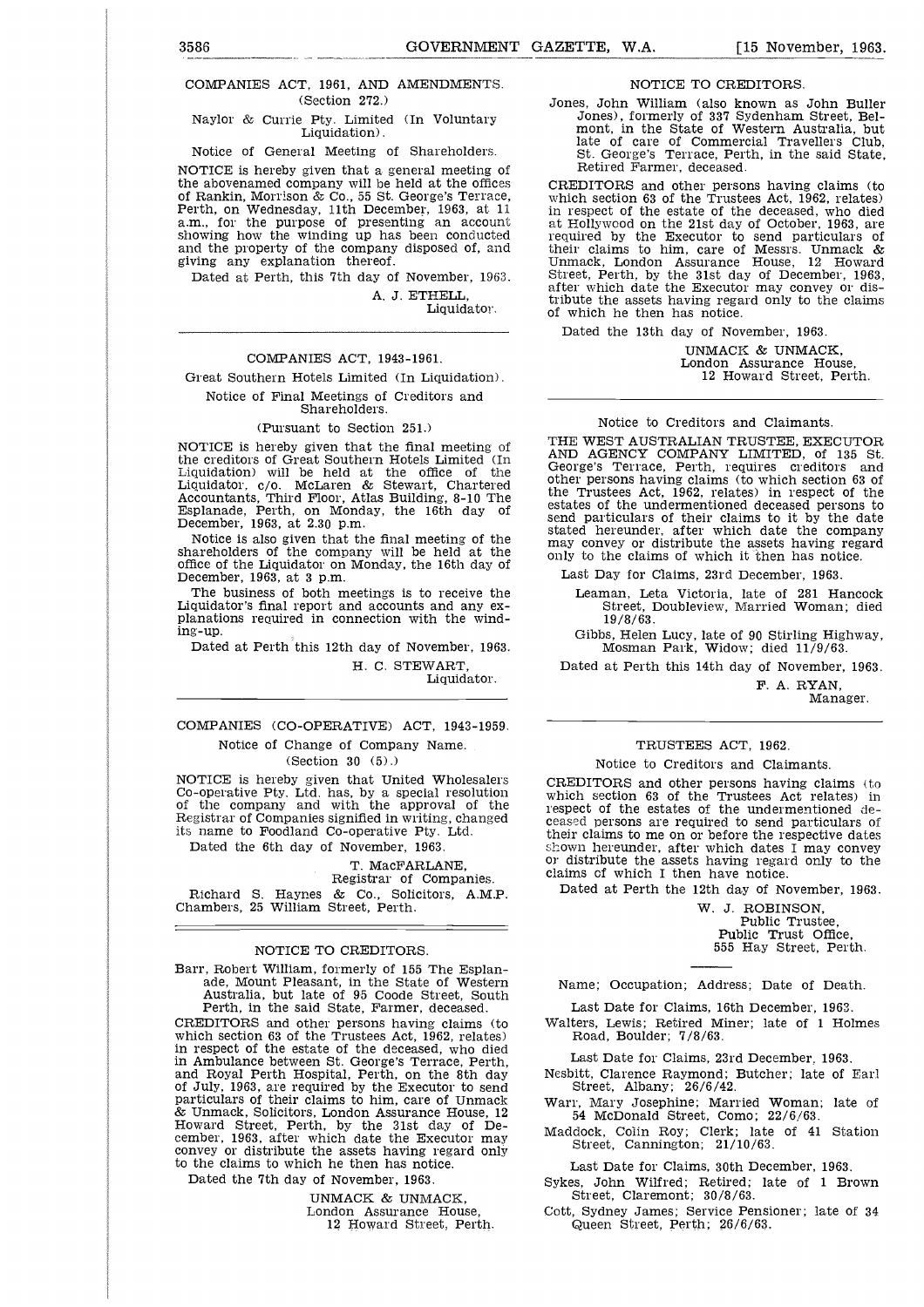COMPANIES ACT, 1961, AND AMENDMENTS.
(Section 272.)

Naylor & Currie Pty. Limited (In Voluntary Liquidation).

Notice of General Meeting of Shareholders.

NOTICE is hereby given that a general meeting of the abovenamed company will be held at the offices of Rankin, Morrison & Co., 55 St. George's Terrace, Perth, on Wednesday, 11th December, 1963, at 11 a.m., for the purpose of presenting an account showing how the winding up has been conducted and the property of the company disposed of, and giving any explanation thereof.

Dated at Perth, this 7th day of November, 1963.

A. J. ETHELL,
Liquidator.

---

COMPANIES ACT, 1943-1961.

Great Southern Hotels Limited (In Liquidation).

Notice of Final Meetings of Creditors and Shareholders.

(Pursuant to Section 251.)

NOTICE is hereby given that the final meeting of the creditors of Great Southern Hotels Limited (In Liquidation) will be held at the office of the Liquidator, c/o. McLaren & Stewart, Chartered Accountants, Third Floor, Atlas Building, 8-10 The Esplanade, Perth, on Monday, the 16th day of December, 1963, at 2.30 p.m.

Notice is also given that the final meeting of the shareholders of the company will be held at the office of the Liquidator on Monday, the 16th day of December, 1963, at 3 p.m.

The business of both meetings is to receive the Liquidator's final report and accounts and any explanations required in connection with the winding-up.

Dated at Perth this 12th day of November, 1963.

H. C. STEWART,
Liquidator.

---

COMPANIES (CO-OPERATIVE) ACT, 1943-1959.

Notice of Change of Company Name.

(Section 30 (5).)

NOTICE is hereby given that United Wholesalers Co-operative Pty. Ltd. has, by a special resolution of the company and with the approval of the Registrar of Companies signified in writing, changed its name to Foodland Co-operative Pty. Ltd.

Dated the 6th day of November, 1963.

T. MacFARLANE,
Registrar of Companies.

Richard S. Haynes & Co., Solicitors, A.M.P. Chambers, 25 William Street, Perth.

---

NOTICE TO CREDITORS.

Barr, Robert William, formerly of 155 The Esplanade, Mount Pleasant, in the State of Western Australia, but late of 95 Coode Street, South Perth, in the said State, Farmer, deceased.

CREDITORS and other persons having claims (to which section 63 of the Trustees Act, 1962, relates) in respect of the estate of the deceased, who died in Ambulance between St. George's Terrace, Perth, and Royal Perth Hospital, Perth, on the 8th day of July, 1963, are required by the Executor to send particulars of their claims to him, care of Unmack & Unmack, Solicitors, London Assurance House, 12 Howard Street, Perth, by the 31st day of December, 1963, after which date the Executor may convey or distribute the assets having regard only to the claims to which he then has notice.

Dated the 7th day of November, 1963.

UNMACK & UNMACK,
London Assurance House,
12 Howard Street, Perth.

---

NOTICE TO CREDITORS.

Jones, John William (also known as John Buller Jones), formerly of 337 Sydenham Street, Belmont, in the State of Western Australia, but late of care of Commercial Travellers Club, St. George's Terrace, Perth, in the said State, Retired Farmer, deceased.

CREDITORS and other persons having claims (to which section 63 of the Trustees Act, 1962, relates) in respect of the estate of the deceased, who died at Hollywood on the 21st day of October, 1963, are required by the Executor to send particulars of their claims to him, care of Messrs. Unmack & Unmack, London Assurance House, 12 Howard Street, Perth, by the 31st day of December, 1963, after which date the Executor may convey or distribute the assets having regard only to the claims of which he then has notice.

Dated the 13th day of November, 1963.

UNMACK & UNMACK,
London Assurance House,
12 Howard Street, Perth.

---

Notice to Creditors and Claimants.

THE WEST AUSTRALIAN TRUSTEE, EXECUTOR AND AGENCY COMPANY LIMITED, of 135 St. George's Terrace, Perth, requires creditors and other persons having claims (to which section 63 of the Trustees Act, 1962, relates) in respect of the estates of the undermentioned deceased persons to send particulars of their claims to it by the date stated hereunder, after which date the company may convey or distribute the assets having regard only to the claims of which it then has notice.

Last Day for Claims, 23rd December, 1963.

Leaman, Leta Victoria, late of 281 Hancock Street, Doubleview, Married Woman; died 19/8/63.

Gibbs, Helen Lucy, late of 90 Stirling Highway, Mosman Park, Widow; died 11/9/63.

Dated at Perth this 14th day of November, 1963.

F. A. RYAN,
Manager.

---

TRUSTEES ACT, 1962.

Notice to Creditors and Claimants.

CREDITORS and other persons having claims (to which section 63 of the Trustees Act relates) in respect of the estates of the undermentioned deceased persons are required to send particulars of their claims to me on or before the respective dates shown hereunder, after which dates I may convey or distribute the assets having regard only to the claims of which I then have notice.

Dated at Perth the 12th day of November, 1963.

W. J. ROBINSON,
Public Trustee,
Public Trust Office,
555 Hay Street, Perth.

---

Name; Occupation; Address; Date of Death.

Last Date for Claims, 16th December, 1963.

Walters, Lewis; Retired Miner; late of 1 Holmes Road, Boulder; 7/8/63.

Last Date for Claims, 23rd December, 1963.

Nesbitt, Clarence Raymond; Butcher; late of Earl Street, Albany; 26/6/42.

Warr, Mary Josephine; Married Woman; late of 54 McDonald Street, Como; 22/6/63.

Maddock, Colin Roy; Clerk; late of 41 Station Street, Cannington; 21/10/63.

Last Date for Claims, 30th December, 1963.

Sykes, John Wilfred; Retired; late of 1 Brown Street, Claremont; 30/8/63.

Cott, Sydney James; Service Pensioner; late of 34 Queen Street, Perth; 26/6/63.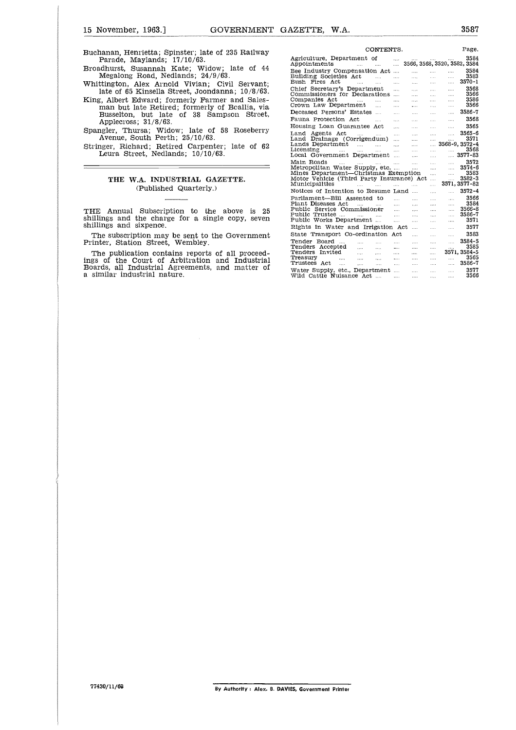Buchanan, Henrietta; Spinster; late of 235 Railway Parade, Maylands; 17/10/63.

Broadhurst, Susannah Kate; Widow; late of 44 Megalong Road, Nedlands; 24/9/63.

Whittington, Alex Arnold Vivian; Civil Servant; late of 65 Kinsella Street, Joondanna; 10/8/63.

King, Albert Edward; formerly Farmer and Salesman but late Retired; formerly of Bcallia, via Busselton, but late of 38 Sampson Street, Applecross; 31/8/63.

Spangler, Thursa; Widow; late of 58 Roseberry Avenue, South Perth; 25/10/63.

Stringer, Richard; Retired Carpenter; late of 62 Leura Street, Nedlands; 10/10/63.

## THE W.A. INDUSTRIAL GAZETTE.

(Published Quarterly.)

THE Annual Subscription to the above is 25 shillings and the charge for a single copy, seven shillings and sixpence.

The subscription may be sent to the Government Printer, Station Street, Wembley.

The publication contains reports of all proceedings of the Court of Arbitration and Industrial Boards, all Industrial Agreements, and matter of a similar industrial nature.

## CONTENTS.

| | Page. |
|---|---|
| Agriculture, Department of | 3584 |
| Appointments | 3566, 3568, 3520, 3582, 3584 |
| Bee Industry Compensation Act | 3584 |
| Building Societies Act | 3583 |
| Bush Fires Act | 3570-1 |
| Chief Secretary's Department | 3568 |
| Commissioners for Declarations | 3566 |
| Companies Act | 3586 |
| Crown Law Department | 3566 |
| Deceased Persons' Estates | 3586-7 |
| Fauna Protection Act | 3568 |
| Housing Loan Guarantee Act | 3565 |
| Land Agents Act | 3565-6 |
| Land Drainage (Corrigendum) | 3571 |
| Lands Department | 3568-9, 3572-4 |
| Licensing | 3568 |
| Local Government Department | 3577-83 |
| Main Roads | 3572 |
| Metropolitan Water Supply, etc. | 3574-6 |
| Mines Department—Christmas Exemption | 3583 |
| Motor Vehicle (Third Party Insurance) Act | 3582-3 |
| Municipalities | 3571, 3577-82 |
| Notices of Intention to Resume Land | 3572-4 |
| Parliament—Bill Assented to | 3566 |
| Plant Diseases Act | 3584 |
| Public Service Commissioner | 3566-8 |
| Public Trustee | 3586-7 |
| Public Works Department | 3571 |
| Rights in Water and Irrigation Act | 3577 |
| State Transport Co-ordination Act | 3583 |
| Tender Board | 3584-5 |
| Tenders Accepted | 3585 |
| Tenders Invited | 3571, 3584-5 |
| Treasury | 3565 |
| Trustees Act | 3586-7 |
| Water Supply, etc., Department | 3577 |
| Wild Cattle Nuisance Act | 3566 |

77430/11/63

By Authority: Alex. B. DAVIES, Government Printer